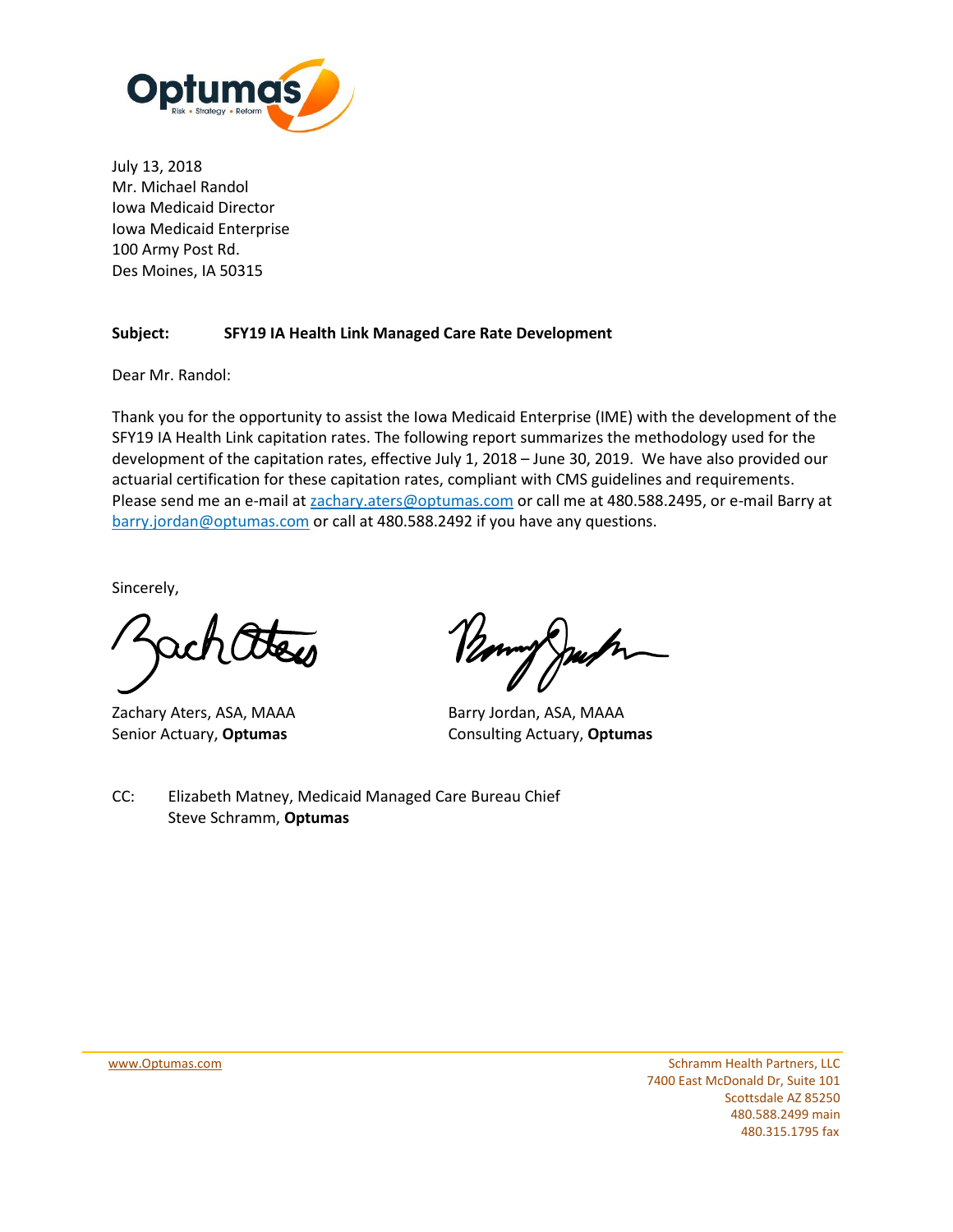July 13, 2018
Mr. Michael Randol
Iowa Medicaid Director
Iowa Medicaid Enterprise
100 Army Post Rd.
Des Moines, IA 50315

**Subject: SFY19 IA Health Link Managed Care Rate Development**

Dear Mr. Randol:

Thank you for the opportunity to assist the Iowa Medicaid Enterprise (IME) with the development of the SFY19 IA Health Link capitation rates. The following report summarizes the methodology used for the development of the capitation rates, effective July 1, 2018 – June 30, 2019. We have also provided our actuarial certification for these capitation rates, compliant with CMS guidelines and requirements. Please send me an e-mail at zachary.aters@optumas.com or call me at 480.588.2495, or e-mail Barry at barry.jordan@optumas.com or call at 480.588.2492 if you have any questions.

Sincerely,

| | |
|---|---|
| Zachary Aters, ASA, MAAA | Barry Jordan, ASA, MAAA |
| Senior Actuary, **Optumas** | Consulting Actuary, **Optumas** |

CC: Elizabeth Matney, Medicaid Managed Care Bureau Chief
Steve Schramm, **Optumas**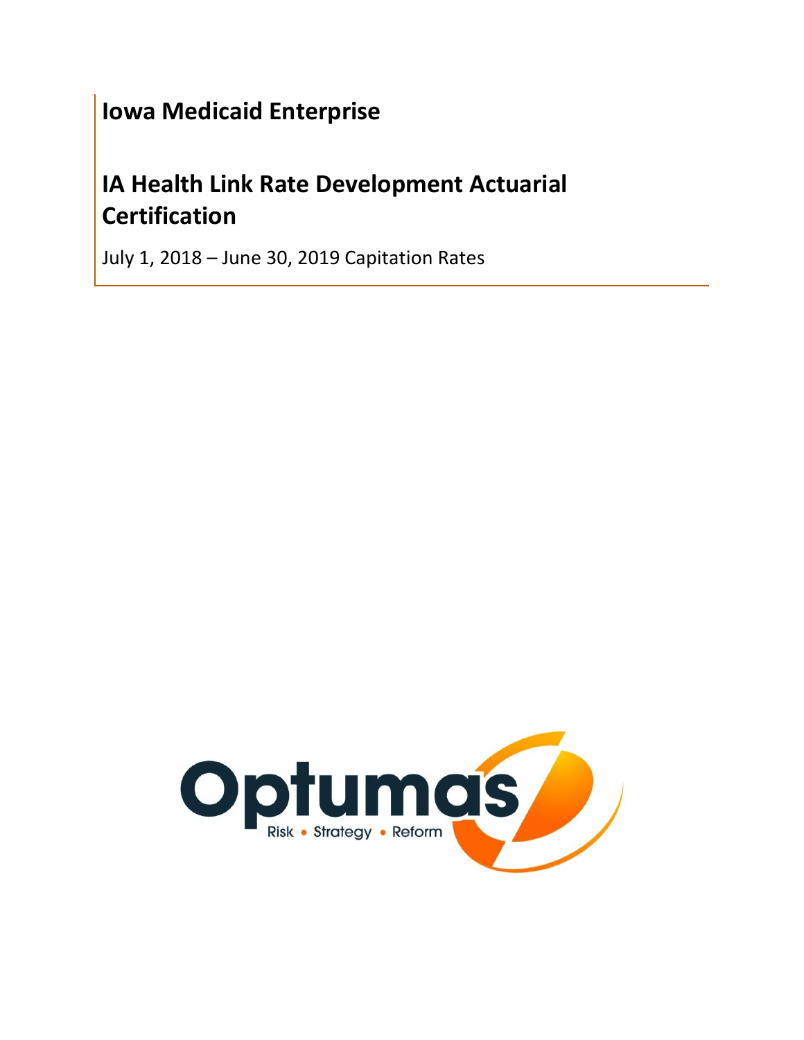# Iowa Medicaid Enterprise

# IA Health Link Rate Development Actuarial Certification

July 1, 2018 – June 30, 2019 Capitation Rates

Optumas

Risk • Strategy • Reform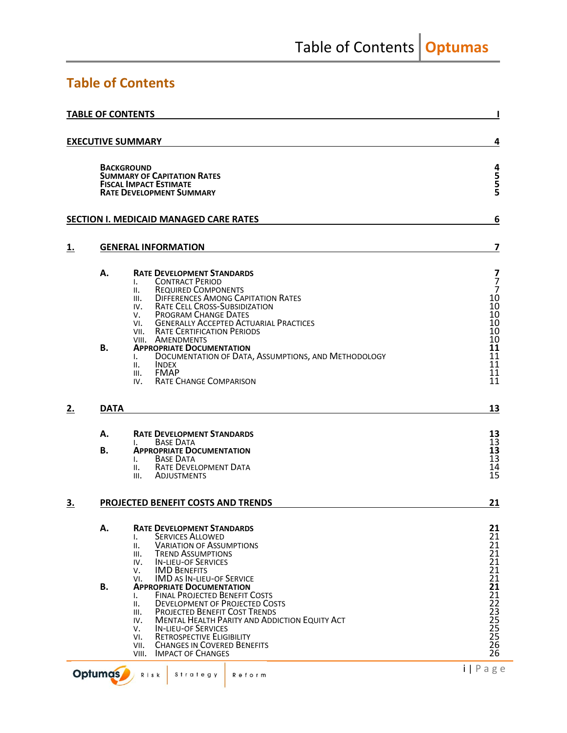# Table of Contents

**TABLE OF CONTENTS** ..... I

**EXECUTIVE SUMMARY** ..... 4

- **Background** ..... 4
- **Summary of Capitation Rates** ..... 5
- **Fiscal Impact Estimate** ..... 5
- **Rate Development Summary** ..... 5

**SECTION I. MEDICAID MANAGED CARE RATES** ..... 6

**1. GENERAL INFORMATION** ..... 7

- **A. Rate Development Standards** ..... 7
  - I. Contract Period ..... 7
  - II. Required Components ..... 7
  - III. Differences Among Capitation Rates ..... 10
  - IV. Rate Cell Cross-Subsidization ..... 10
  - V. Program Change Dates ..... 10
  - VI. Generally Accepted Actuarial Practices ..... 10
  - VII. Rate Certification Periods ..... 10
  - VIII. Amendments ..... 10
- **B. Appropriate Documentation** ..... 11
  - I. Documentation of Data, Assumptions, and Methodology ..... 11
  - II. Index ..... 11
  - III. FMAP ..... 11
  - IV. Rate Change Comparison ..... 11

**2. DATA** ..... 13

- **A. Rate Development Standards** ..... 13
  - I. Base Data ..... 13
- **B. Appropriate Documentation** ..... 13
  - I. Base Data ..... 13
  - II. Rate Development Data ..... 14
  - III. Adjustments ..... 15

**3. PROJECTED BENEFIT COSTS AND TRENDS** ..... 21

- **A. Rate Development Standards** ..... 21
  - I. Services Allowed ..... 21
  - II. Variation of Assumptions ..... 21
  - III. Trend Assumptions ..... 21
  - IV. In-lieu-of Services ..... 21
  - V. IMD Benefits ..... 21
  - VI. IMD as In-lieu-of Service ..... 21
- **B. Appropriate Documentation** ..... 21
  - I. Final Projected Benefit Costs ..... 21
  - II. Development of Projected Costs ..... 22
  - III. Projected Benefit Cost Trends ..... 23
  - IV. Mental Health Parity and Addiction Equity Act ..... 25
  - V. In-lieu-of Services ..... 25
  - VI. Retrospective Eligibility ..... 25
  - VII. Changes in Covered Benefits ..... 26
  - VIII. Impact of Changes ..... 26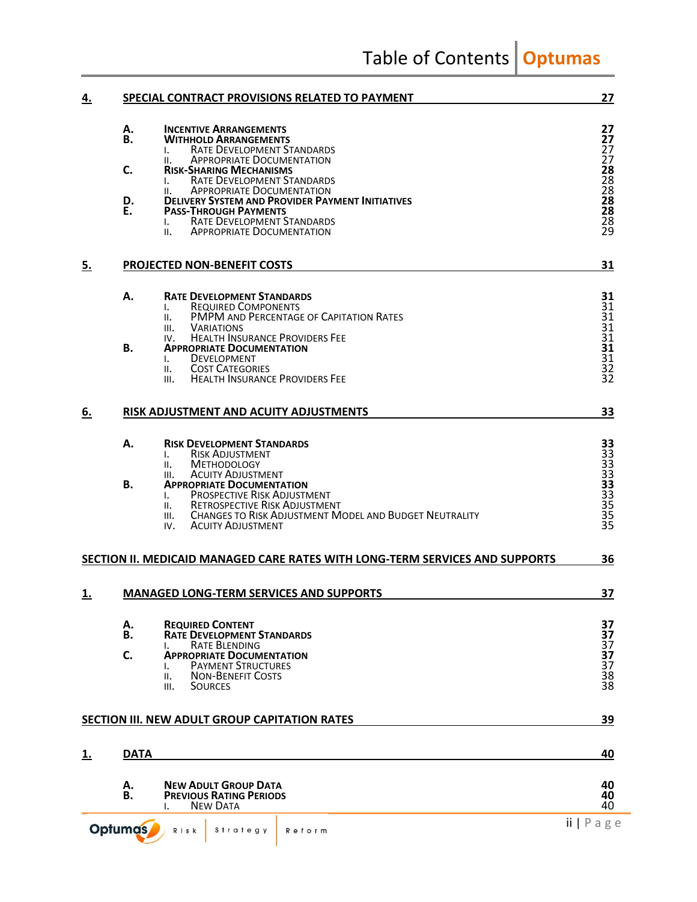| | | | |
|---|---|---|---|
| **4.** | **SPECIAL CONTRACT PROVISIONS RELATED TO PAYMENT** | | **27** |
| | **A.** | **INCENTIVE ARRANGEMENTS** | **27** |
| | **B.** | **WITHHOLD ARRANGEMENTS** | **27** |
| | | I. RATE DEVELOPMENT STANDARDS | 27 |
| | | II. APPROPRIATE DOCUMENTATION | 27 |
| | **C.** | **RISK-SHARING MECHANISMS** | **28** |
| | | I. RATE DEVELOPMENT STANDARDS | 28 |
| | | II. APPROPRIATE DOCUMENTATION | 28 |
| | **D.** | **DELIVERY SYSTEM AND PROVIDER PAYMENT INITIATIVES** | **28** |
| | **E.** | **PASS-THROUGH PAYMENTS** | **28** |
| | | I. RATE DEVELOPMENT STANDARDS | 28 |
| | | II. APPROPRIATE DOCUMENTATION | 29 |
| **5.** | **PROJECTED NON-BENEFIT COSTS** | | **31** |
| | **A.** | **RATE DEVELOPMENT STANDARDS** | **31** |
| | | I. REQUIRED COMPONENTS | 31 |
| | | II. PMPM AND PERCENTAGE OF CAPITATION RATES | 31 |
| | | III. VARIATIONS | 31 |
| | | IV. HEALTH INSURANCE PROVIDERS FEE | 31 |
| | **B.** | **APPROPRIATE DOCUMENTATION** | **31** |
| | | I. DEVELOPMENT | 31 |
| | | II. COST CATEGORIES | 32 |
| | | III. HEALTH INSURANCE PROVIDERS FEE | 32 |
| **6.** | **RISK ADJUSTMENT AND ACUITY ADJUSTMENTS** | | **33** |
| | **A.** | **RISK DEVELOPMENT STANDARDS** | **33** |
| | | I. RISK ADJUSTMENT | 33 |
| | | II. METHODOLOGY | 33 |
| | | III. ACUITY ADJUSTMENT | 33 |
| | **B.** | **APPROPRIATE DOCUMENTATION** | **33** |
| | | I. PROSPECTIVE RISK ADJUSTMENT | 33 |
| | | II. RETROSPECTIVE RISK ADJUSTMENT | 35 |
| | | III. CHANGES TO RISK ADJUSTMENT MODEL AND BUDGET NEUTRALITY | 35 |
| | | IV. ACUITY ADJUSTMENT | 35 |
| **SECTION II. MEDICAID MANAGED CARE RATES WITH LONG-TERM SERVICES AND SUPPORTS** | | | **36** |
| **1.** | **MANAGED LONG-TERM SERVICES AND SUPPORTS** | | **37** |
| | **A.** | **REQUIRED CONTENT** | **37** |
| | **B.** | **RATE DEVELOPMENT STANDARDS** | **37** |
| | | I. RATE BLENDING | 37 |
| | **C.** | **APPROPRIATE DOCUMENTATION** | **37** |
| | | I. PAYMENT STRUCTURES | 37 |
| | | II. NON-BENEFIT COSTS | 38 |
| | | III. SOURCES | 38 |
| **SECTION III. NEW ADULT GROUP CAPITATION RATES** | | | **39** |
| **1.** | **DATA** | | **40** |
| | **A.** | **NEW ADULT GROUP DATA** | **40** |
| | **B.** | **PREVIOUS RATING PERIODS** | **40** |
| | | I. NEW DATA | 40 |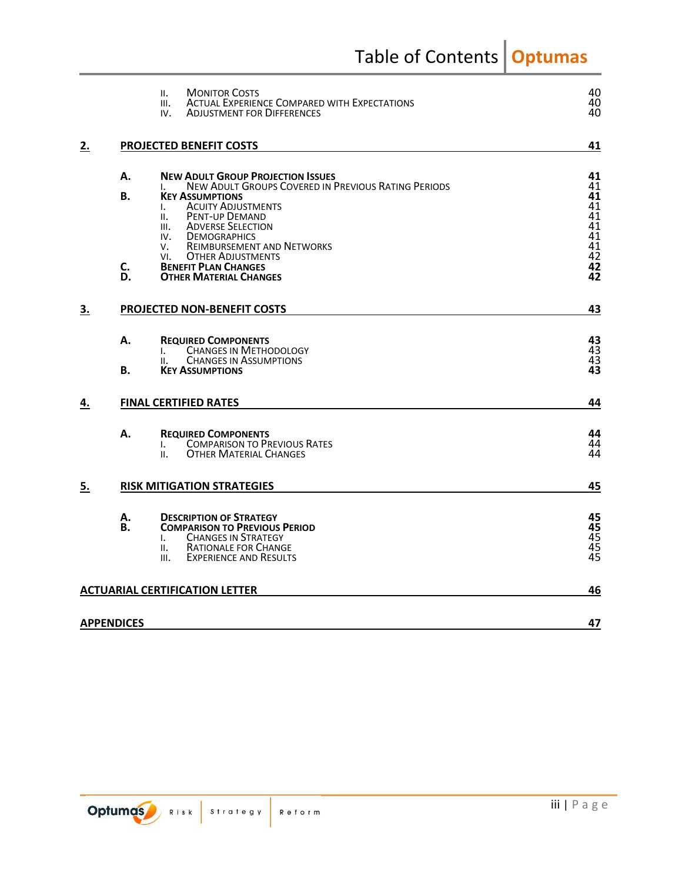| | | | |
|---|---|---|---|
| | | II. Monitor Costs | 40 |
| | | III. Actual Experience Compared with Expectations | 40 |
| | | IV. Adjustment for Differences | 40 |
| **2.** | **PROJECTED BENEFIT COSTS** | | **41** |
| | **A.** | **New Adult Group Projection Issues** | **41** |
| | | I. New Adult Groups Covered in Previous Rating Periods | 41 |
| | **B.** | **Key Assumptions** | **41** |
| | | I. Acuity Adjustments | 41 |
| | | II. Pent-up Demand | 41 |
| | | III. Adverse Selection | 41 |
| | | IV. Demographics | 41 |
| | | V. Reimbursement and Networks | 41 |
| | | VI. Other Adjustments | 42 |
| | **C.** | **Benefit Plan Changes** | **42** |
| | **D.** | **Other Material Changes** | **42** |
| **3.** | **PROJECTED NON-BENEFIT COSTS** | | **43** |
| | **A.** | **Required Components** | **43** |
| | | I. Changes in Methodology | 43 |
| | | II. Changes in Assumptions | 43 |
| | **B.** | **Key Assumptions** | **43** |
| **4.** | **FINAL CERTIFIED RATES** | | **44** |
| | **A.** | **Required Components** | **44** |
| | | I. Comparison to Previous Rates | 44 |
| | | II. Other Material Changes | 44 |
| **5.** | **RISK MITIGATION STRATEGIES** | | **45** |
| | **A.** | **Description of Strategy** | **45** |
| | **B.** | **Comparison to Previous Period** | **45** |
| | | I. Changes in Strategy | 45 |
| | | II. Rationale for Change | 45 |
| | | III. Experience and Results | 45 |
| **ACTUARIAL CERTIFICATION LETTER** | | | **46** |
| **APPENDICES** | | | **47** |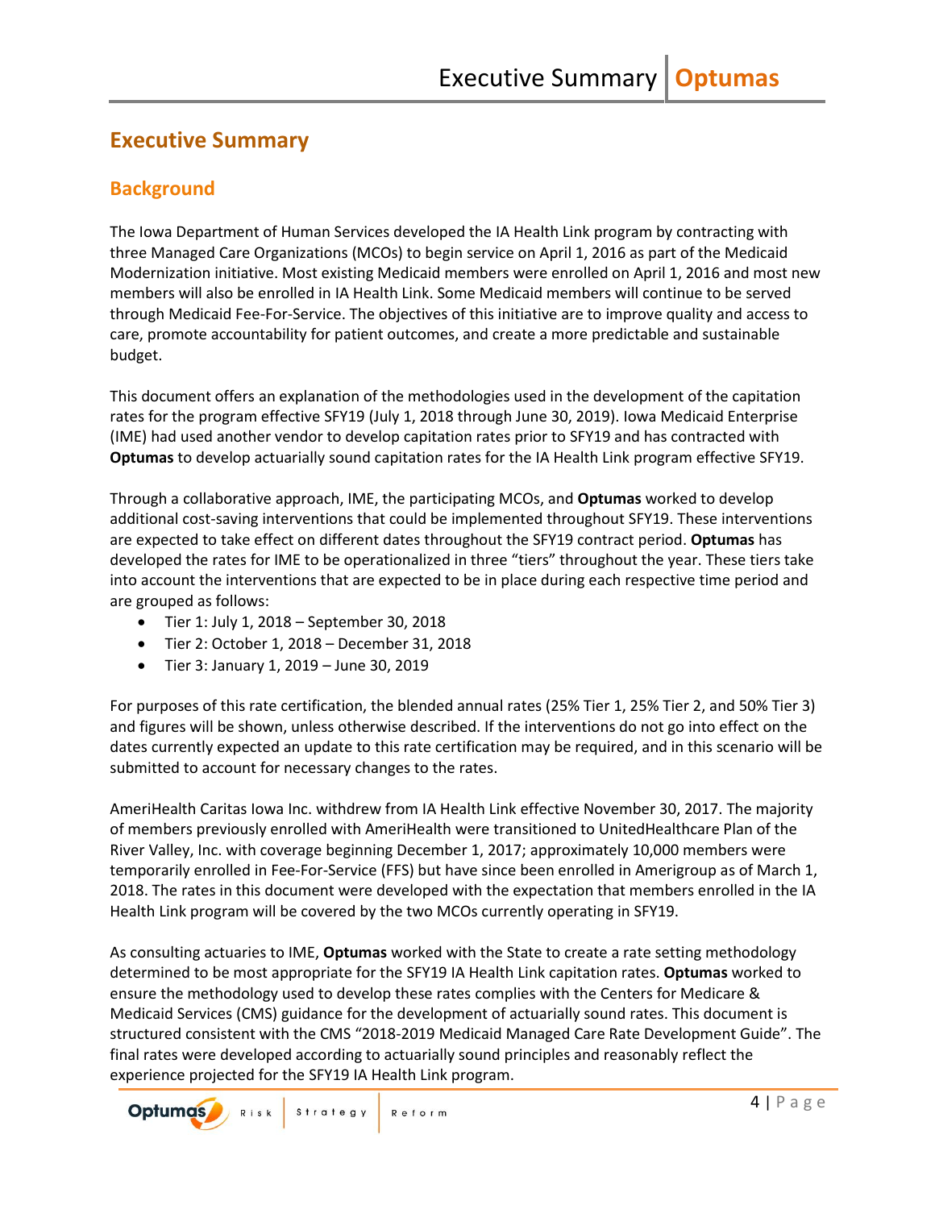# Executive Summary

## Background

The Iowa Department of Human Services developed the IA Health Link program by contracting with three Managed Care Organizations (MCOs) to begin service on April 1, 2016 as part of the Medicaid Modernization initiative. Most existing Medicaid members were enrolled on April 1, 2016 and most new members will also be enrolled in IA Health Link. Some Medicaid members will continue to be served through Medicaid Fee-For-Service. The objectives of this initiative are to improve quality and access to care, promote accountability for patient outcomes, and create a more predictable and sustainable budget.

This document offers an explanation of the methodologies used in the development of the capitation rates for the program effective SFY19 (July 1, 2018 through June 30, 2019). Iowa Medicaid Enterprise (IME) had used another vendor to develop capitation rates prior to SFY19 and has contracted with **Optumas** to develop actuarially sound capitation rates for the IA Health Link program effective SFY19.

Through a collaborative approach, IME, the participating MCOs, and **Optumas** worked to develop additional cost-saving interventions that could be implemented throughout SFY19. These interventions are expected to take effect on different dates throughout the SFY19 contract period. **Optumas** has developed the rates for IME to be operationalized in three "tiers" throughout the year. These tiers take into account the interventions that are expected to be in place during each respective time period and are grouped as follows:

- Tier 1: July 1, 2018 – September 30, 2018
- Tier 2: October 1, 2018 – December 31, 2018
- Tier 3: January 1, 2019 – June 30, 2019

For purposes of this rate certification, the blended annual rates (25% Tier 1, 25% Tier 2, and 50% Tier 3) and figures will be shown, unless otherwise described. If the interventions do not go into effect on the dates currently expected an update to this rate certification may be required, and in this scenario will be submitted to account for necessary changes to the rates.

AmeriHealth Caritas Iowa Inc. withdrew from IA Health Link effective November 30, 2017. The majority of members previously enrolled with AmeriHealth were transitioned to UnitedHealthcare Plan of the River Valley, Inc. with coverage beginning December 1, 2017; approximately 10,000 members were temporarily enrolled in Fee-For-Service (FFS) but have since been enrolled in Amerigroup as of March 1, 2018. The rates in this document were developed with the expectation that members enrolled in the IA Health Link program will be covered by the two MCOs currently operating in SFY19.

As consulting actuaries to IME, **Optumas** worked with the State to create a rate setting methodology determined to be most appropriate for the SFY19 IA Health Link capitation rates. **Optumas** worked to ensure the methodology used to develop these rates complies with the Centers for Medicare & Medicaid Services (CMS) guidance for the development of actuarially sound rates. This document is structured consistent with the CMS "2018-2019 Medicaid Managed Care Rate Development Guide". The final rates were developed according to actuarially sound principles and reasonably reflect the experience projected for the SFY19 IA Health Link program.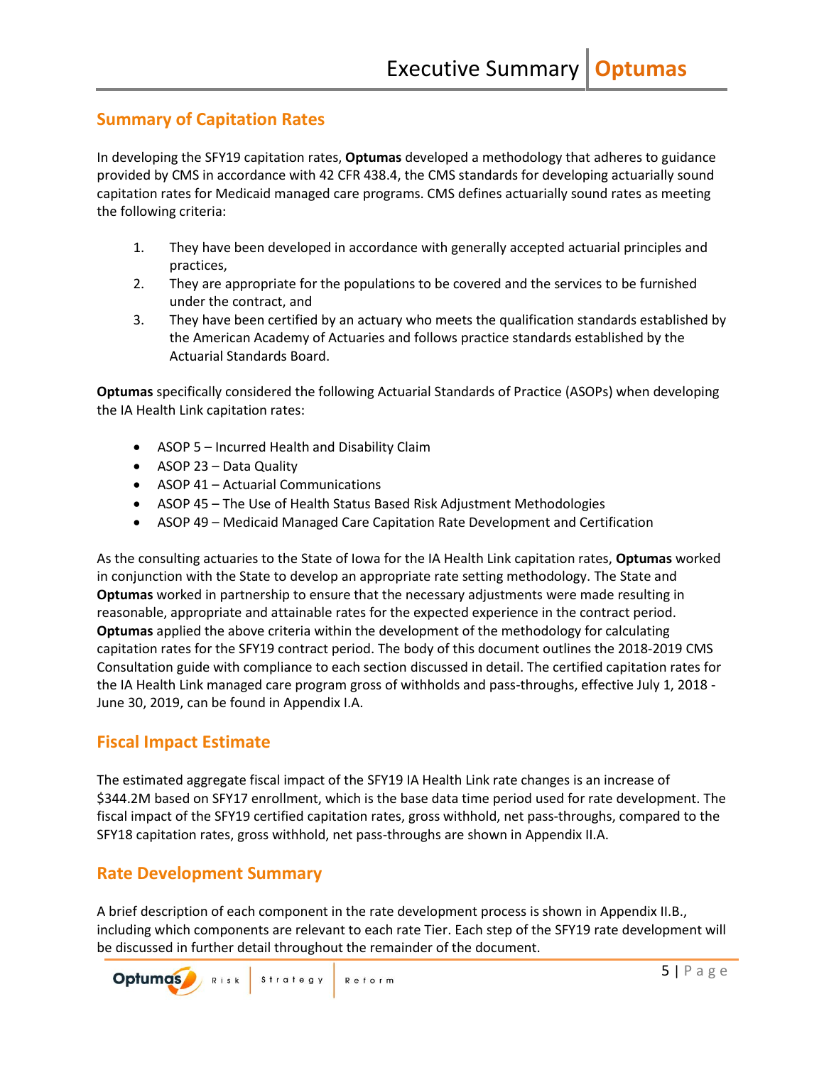## Summary of Capitation Rates

In developing the SFY19 capitation rates, **Optumas** developed a methodology that adheres to guidance provided by CMS in accordance with 42 CFR 438.4, the CMS standards for developing actuarially sound capitation rates for Medicaid managed care programs. CMS defines actuarially sound rates as meeting the following criteria:

1. They have been developed in accordance with generally accepted actuarial principles and practices,
2. They are appropriate for the populations to be covered and the services to be furnished under the contract, and
3. They have been certified by an actuary who meets the qualification standards established by the American Academy of Actuaries and follows practice standards established by the Actuarial Standards Board.

**Optumas** specifically considered the following Actuarial Standards of Practice (ASOPs) when developing the IA Health Link capitation rates:

- ASOP 5 – Incurred Health and Disability Claim
- ASOP 23 – Data Quality
- ASOP 41 – Actuarial Communications
- ASOP 45 – The Use of Health Status Based Risk Adjustment Methodologies
- ASOP 49 – Medicaid Managed Care Capitation Rate Development and Certification

As the consulting actuaries to the State of Iowa for the IA Health Link capitation rates, **Optumas** worked in conjunction with the State to develop an appropriate rate setting methodology. The State and **Optumas** worked in partnership to ensure that the necessary adjustments were made resulting in reasonable, appropriate and attainable rates for the expected experience in the contract period. **Optumas** applied the above criteria within the development of the methodology for calculating capitation rates for the SFY19 contract period. The body of this document outlines the 2018-2019 CMS Consultation guide with compliance to each section discussed in detail. The certified capitation rates for the IA Health Link managed care program gross of withholds and pass-throughs, effective July 1, 2018 - June 30, 2019, can be found in Appendix I.A.

## Fiscal Impact Estimate

The estimated aggregate fiscal impact of the SFY19 IA Health Link rate changes is an increase of $344.2M based on SFY17 enrollment, which is the base data time period used for rate development. The fiscal impact of the SFY19 certified capitation rates, gross withhold, net pass-throughs, compared to the SFY18 capitation rates, gross withhold, net pass-throughs are shown in Appendix II.A.

## Rate Development Summary

A brief description of each component in the rate development process is shown in Appendix II.B., including which components are relevant to each rate Tier. Each step of the SFY19 rate development will be discussed in further detail throughout the remainder of the document.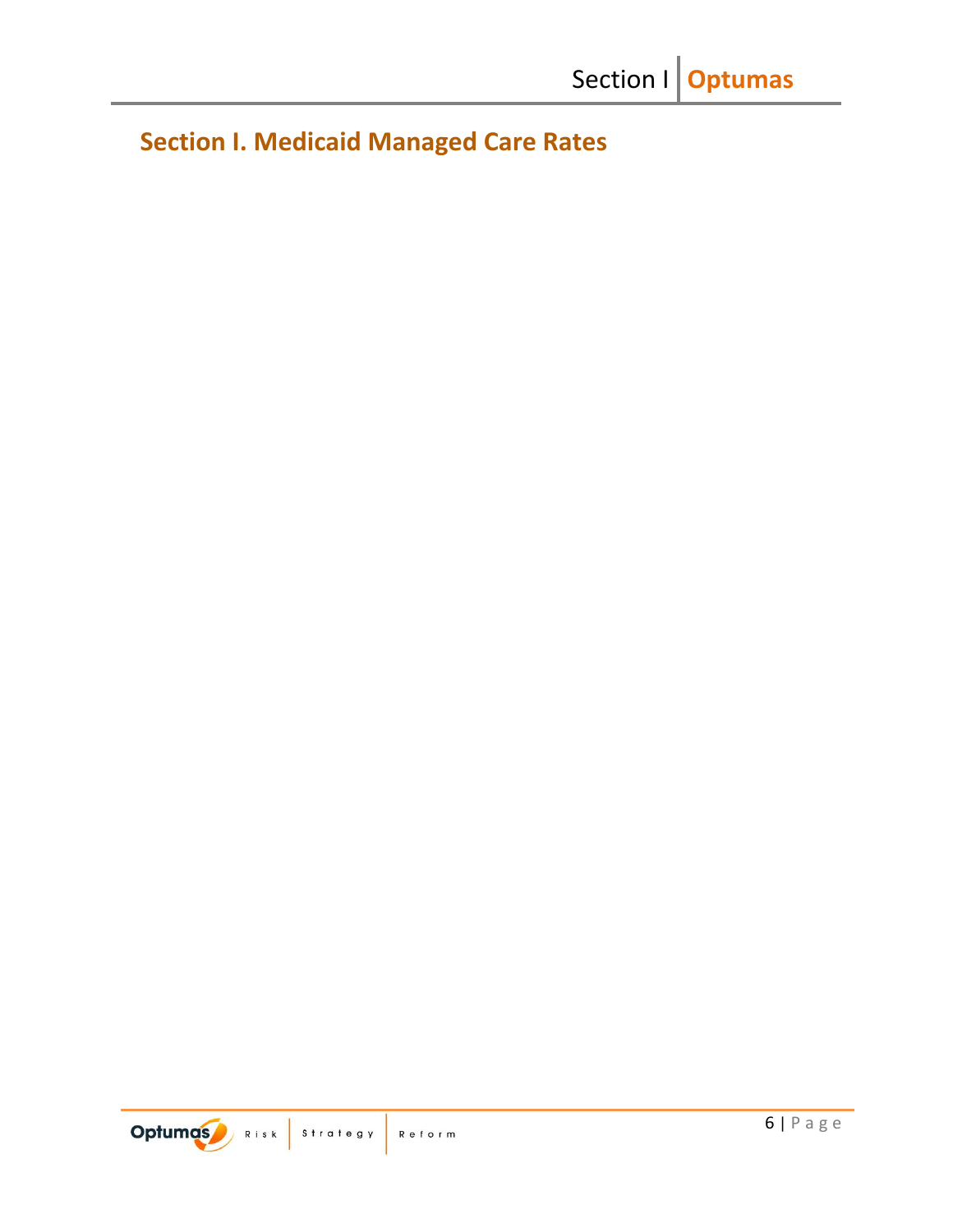# Section I. Medicaid Managed Care Rates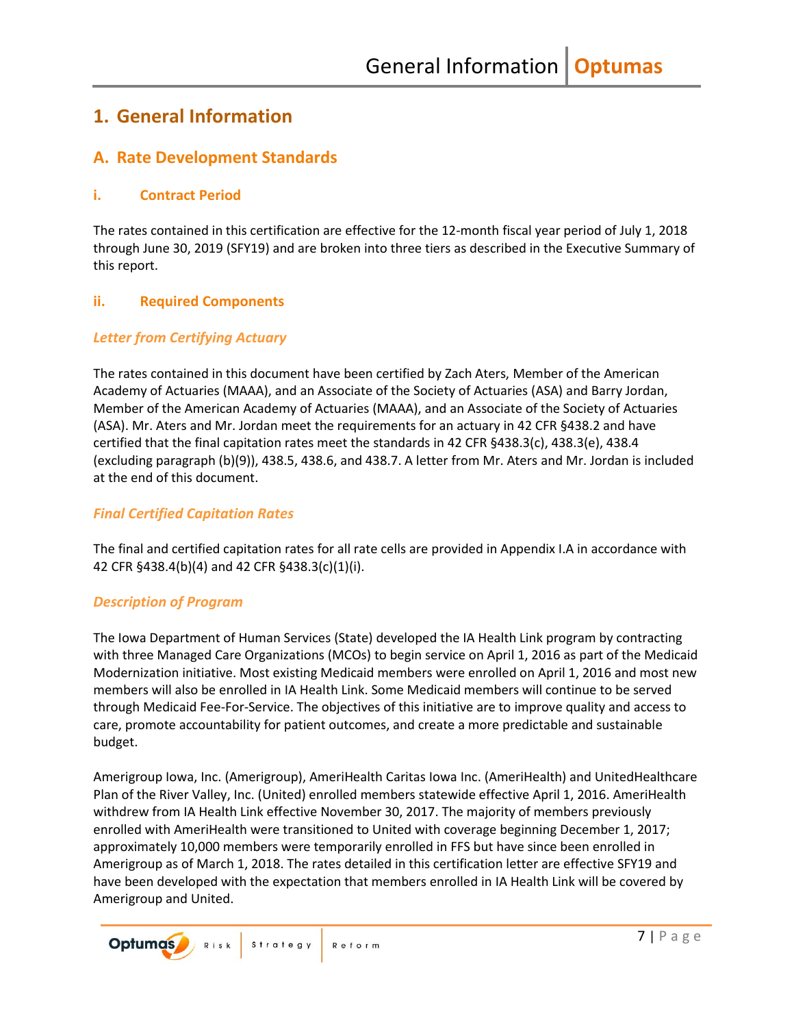# 1. General Information

## A. Rate Development Standards

### i. Contract Period

The rates contained in this certification are effective for the 12-month fiscal year period of July 1, 2018 through June 30, 2019 (SFY19) and are broken into three tiers as described in the Executive Summary of this report.

### ii. Required Components

#### *Letter from Certifying Actuary*

The rates contained in this document have been certified by Zach Aters, Member of the American Academy of Actuaries (MAAA), and an Associate of the Society of Actuaries (ASA) and Barry Jordan, Member of the American Academy of Actuaries (MAAA), and an Associate of the Society of Actuaries (ASA). Mr. Aters and Mr. Jordan meet the requirements for an actuary in 42 CFR §438.2 and have certified that the final capitation rates meet the standards in 42 CFR §438.3(c), 438.3(e), 438.4 (excluding paragraph (b)(9)), 438.5, 438.6, and 438.7. A letter from Mr. Aters and Mr. Jordan is included at the end of this document.

#### *Final Certified Capitation Rates*

The final and certified capitation rates for all rate cells are provided in Appendix I.A in accordance with 42 CFR §438.4(b)(4) and 42 CFR §438.3(c)(1)(i).

#### *Description of Program*

The Iowa Department of Human Services (State) developed the IA Health Link program by contracting with three Managed Care Organizations (MCOs) to begin service on April 1, 2016 as part of the Medicaid Modernization initiative. Most existing Medicaid members were enrolled on April 1, 2016 and most new members will also be enrolled in IA Health Link. Some Medicaid members will continue to be served through Medicaid Fee-For-Service. The objectives of this initiative are to improve quality and access to care, promote accountability for patient outcomes, and create a more predictable and sustainable budget.

Amerigroup Iowa, Inc. (Amerigroup), AmeriHealth Caritas Iowa Inc. (AmeriHealth) and UnitedHealthcare Plan of the River Valley, Inc. (United) enrolled members statewide effective April 1, 2016. AmeriHealth withdrew from IA Health Link effective November 30, 2017. The majority of members previously enrolled with AmeriHealth were transitioned to United with coverage beginning December 1, 2017; approximately 10,000 members were temporarily enrolled in FFS but have since been enrolled in Amerigroup as of March 1, 2018. The rates detailed in this certification letter are effective SFY19 and have been developed with the expectation that members enrolled in IA Health Link will be covered by Amerigroup and United.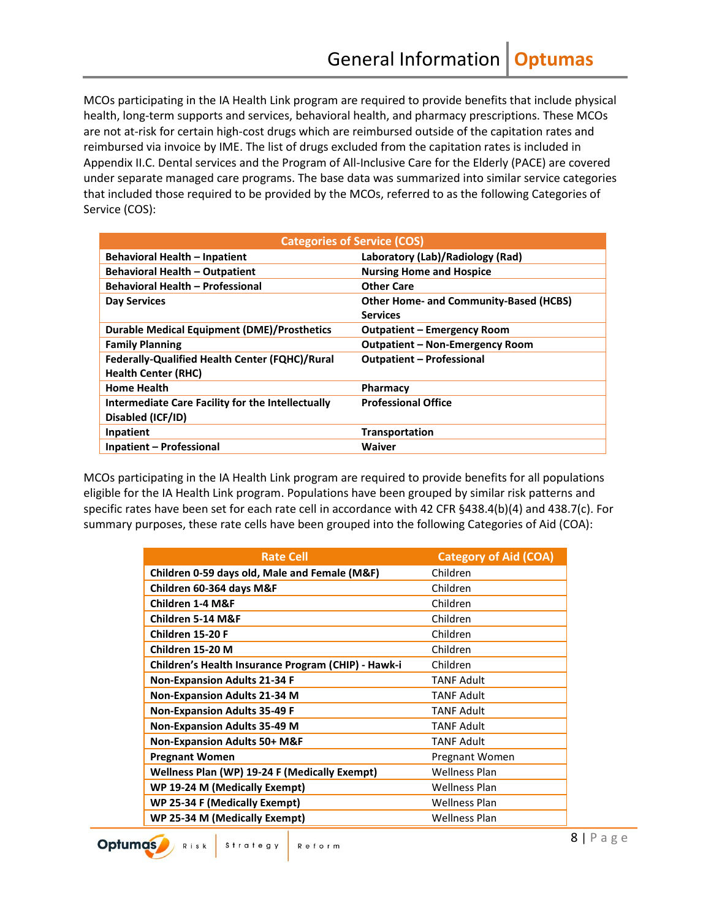MCOs participating in the IA Health Link program are required to provide benefits that include physical health, long-term supports and services, behavioral health, and pharmacy prescriptions. These MCOs are not at-risk for certain high-cost drugs which are reimbursed outside of the capitation rates and reimbursed via invoice by IME. The list of drugs excluded from the capitation rates is included in Appendix II.C. Dental services and the Program of All-Inclusive Care for the Elderly (PACE) are covered under separate managed care programs. The base data was summarized into similar service categories that included those required to be provided by the MCOs, referred to as the following Categories of Service (COS):

| Categories of Service (COS) | |
|---|---|
| **Behavioral Health – Inpatient** | **Laboratory (Lab)/Radiology (Rad)** |
| **Behavioral Health – Outpatient** | **Nursing Home and Hospice** |
| **Behavioral Health – Professional** | **Other Care** |
| **Day Services** | **Other Home- and Community-Based (HCBS) Services** |
| **Durable Medical Equipment (DME)/Prosthetics** | **Outpatient – Emergency Room** |
| **Family Planning** | **Outpatient – Non-Emergency Room** |
| **Federally-Qualified Health Center (FQHC)/Rural Health Center (RHC)** | **Outpatient – Professional** |
| **Home Health** | **Pharmacy** |
| **Intermediate Care Facility for the Intellectually Disabled (ICF/ID)** | **Professional Office** |
| **Inpatient** | **Transportation** |
| **Inpatient – Professional** | **Waiver** |

MCOs participating in the IA Health Link program are required to provide benefits for all populations eligible for the IA Health Link program. Populations have been grouped by similar risk patterns and specific rates have been set for each rate cell in accordance with 42 CFR §438.4(b)(4) and 438.7(c). For summary purposes, these rate cells have been grouped into the following Categories of Aid (COA):

| Rate Cell | Category of Aid (COA) |
|---|---|
| **Children 0-59 days old, Male and Female (M&F)** | Children |
| **Children 60-364 days M&F** | Children |
| **Children 1-4 M&F** | Children |
| **Children 5-14 M&F** | Children |
| **Children 15-20 F** | Children |
| **Children 15-20 M** | Children |
| **Children's Health Insurance Program (CHIP) - Hawk-i** | Children |
| **Non-Expansion Adults 21-34 F** | TANF Adult |
| **Non-Expansion Adults 21-34 M** | TANF Adult |
| **Non-Expansion Adults 35-49 F** | TANF Adult |
| **Non-Expansion Adults 35-49 M** | TANF Adult |
| **Non-Expansion Adults 50+ M&F** | TANF Adult |
| **Pregnant Women** | Pregnant Women |
| **Wellness Plan (WP) 19-24 F (Medically Exempt)** | Wellness Plan |
| **WP 19-24 M (Medically Exempt)** | Wellness Plan |
| **WP 25-34 F (Medically Exempt)** | Wellness Plan |
| **WP 25-34 M (Medically Exempt)** | Wellness Plan |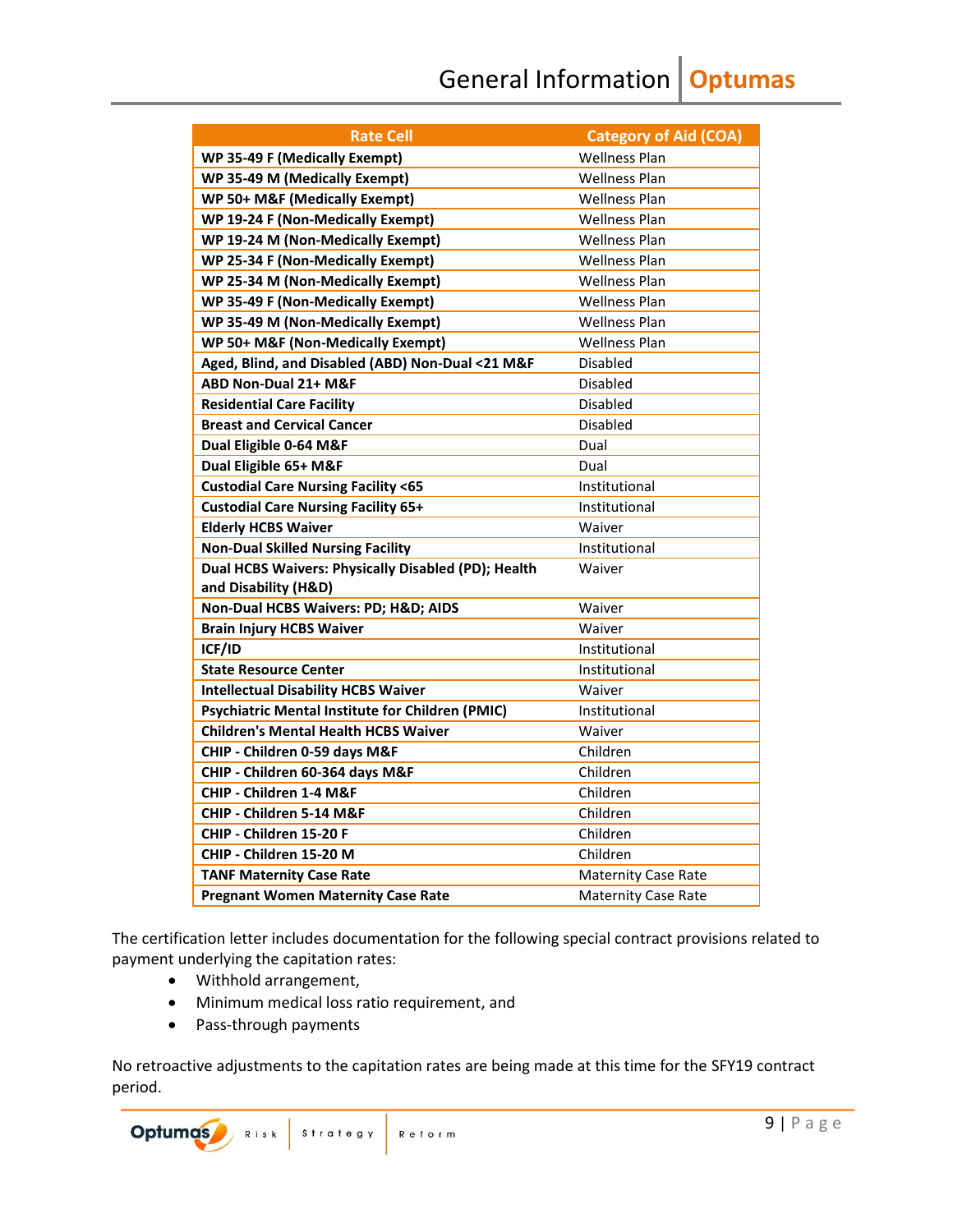| Rate Cell | Category of Aid (COA) |
| --- | --- |
| **WP 35-49 F (Medically Exempt)** | Wellness Plan |
| **WP 35-49 M (Medically Exempt)** | Wellness Plan |
| **WP 50+ M&F (Medically Exempt)** | Wellness Plan |
| **WP 19-24 F (Non-Medically Exempt)** | Wellness Plan |
| **WP 19-24 M (Non-Medically Exempt)** | Wellness Plan |
| **WP 25-34 F (Non-Medically Exempt)** | Wellness Plan |
| **WP 25-34 M (Non-Medically Exempt)** | Wellness Plan |
| **WP 35-49 F (Non-Medically Exempt)** | Wellness Plan |
| **WP 35-49 M (Non-Medically Exempt)** | Wellness Plan |
| **WP 50+ M&F (Non-Medically Exempt)** | Wellness Plan |
| **Aged, Blind, and Disabled (ABD) Non-Dual <21 M&F** | Disabled |
| **ABD Non-Dual 21+ M&F** | Disabled |
| **Residential Care Facility** | Disabled |
| **Breast and Cervical Cancer** | Disabled |
| **Dual Eligible 0-64 M&F** | Dual |
| **Dual Eligible 65+ M&F** | Dual |
| **Custodial Care Nursing Facility <65** | Institutional |
| **Custodial Care Nursing Facility 65+** | Institutional |
| **Elderly HCBS Waiver** | Waiver |
| **Non-Dual Skilled Nursing Facility** | Institutional |
| **Dual HCBS Waivers: Physically Disabled (PD); Health and Disability (H&D)** | Waiver |
| **Non-Dual HCBS Waivers: PD; H&D; AIDS** | Waiver |
| **Brain Injury HCBS Waiver** | Waiver |
| **ICF/ID** | Institutional |
| **State Resource Center** | Institutional |
| **Intellectual Disability HCBS Waiver** | Waiver |
| **Psychiatric Mental Institute for Children (PMIC)** | Institutional |
| **Children's Mental Health HCBS Waiver** | Waiver |
| **CHIP - Children 0-59 days M&F** | Children |
| **CHIP - Children 60-364 days M&F** | Children |
| **CHIP - Children 1-4 M&F** | Children |
| **CHIP - Children 5-14 M&F** | Children |
| **CHIP - Children 15-20 F** | Children |
| **CHIP - Children 15-20 M** | Children |
| **TANF Maternity Case Rate** | Maternity Case Rate |
| **Pregnant Women Maternity Case Rate** | Maternity Case Rate |

The certification letter includes documentation for the following special contract provisions related to payment underlying the capitation rates:

- Withhold arrangement,
- Minimum medical loss ratio requirement, and
- Pass-through payments

No retroactive adjustments to the capitation rates are being made at this time for the SFY19 contract period.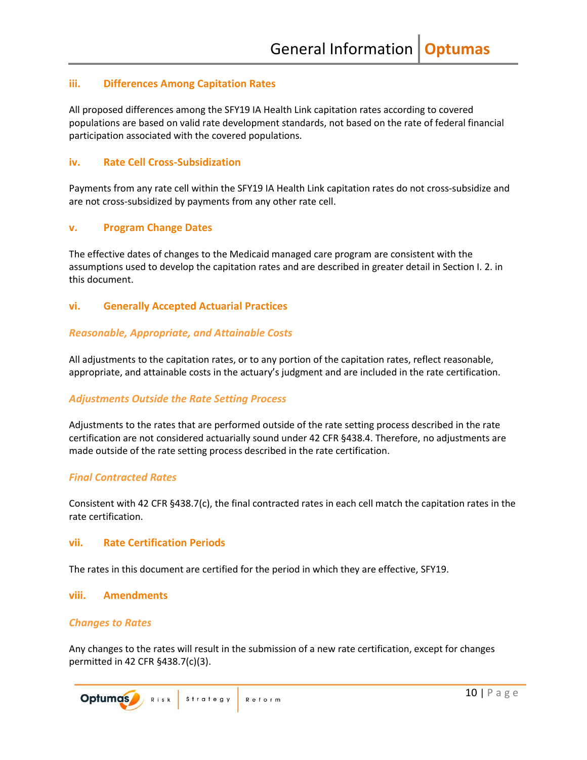### iii. Differences Among Capitation Rates

All proposed differences among the SFY19 IA Health Link capitation rates according to covered populations are based on valid rate development standards, not based on the rate of federal financial participation associated with the covered populations.

### iv. Rate Cell Cross-Subsidization

Payments from any rate cell within the SFY19 IA Health Link capitation rates do not cross-subsidize and are not cross-subsidized by payments from any other rate cell.

### v. Program Change Dates

The effective dates of changes to the Medicaid managed care program are consistent with the assumptions used to develop the capitation rates and are described in greater detail in Section I. 2. in this document.

### vi. Generally Accepted Actuarial Practices

#### *Reasonable, Appropriate, and Attainable Costs*

All adjustments to the capitation rates, or to any portion of the capitation rates, reflect reasonable, appropriate, and attainable costs in the actuary's judgment and are included in the rate certification.

#### *Adjustments Outside the Rate Setting Process*

Adjustments to the rates that are performed outside of the rate setting process described in the rate certification are not considered actuarially sound under 42 CFR §438.4. Therefore, no adjustments are made outside of the rate setting process described in the rate certification.

#### *Final Contracted Rates*

Consistent with 42 CFR §438.7(c), the final contracted rates in each cell match the capitation rates in the rate certification.

### vii. Rate Certification Periods

The rates in this document are certified for the period in which they are effective, SFY19.

### viii. Amendments

#### *Changes to Rates*

Any changes to the rates will result in the submission of a new rate certification, except for changes permitted in 42 CFR §438.7(c)(3).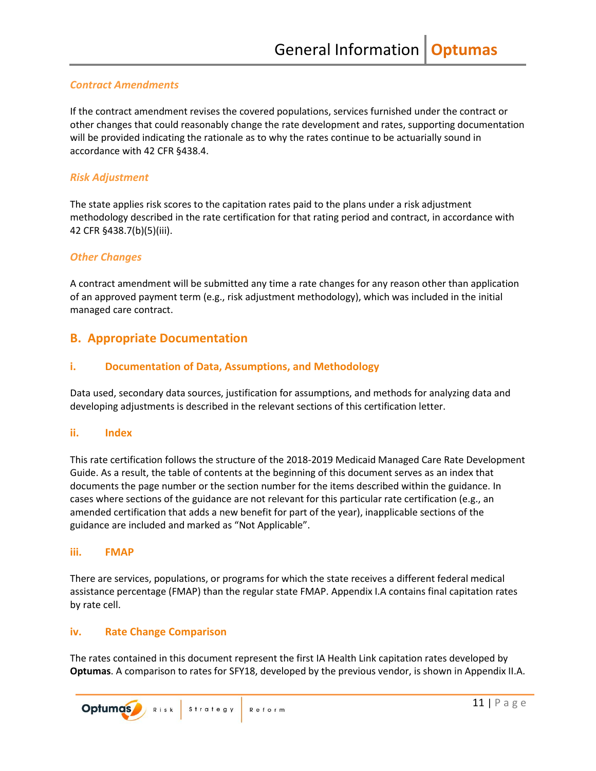### *Contract Amendments*

If the contract amendment revises the covered populations, services furnished under the contract or other changes that could reasonably change the rate development and rates, supporting documentation will be provided indicating the rationale as to why the rates continue to be actuarially sound in accordance with 42 CFR §438.4.

### *Risk Adjustment*

The state applies risk scores to the capitation rates paid to the plans under a risk adjustment methodology described in the rate certification for that rating period and contract, in accordance with 42 CFR §438.7(b)(5)(iii).

### *Other Changes*

A contract amendment will be submitted any time a rate changes for any reason other than application of an approved payment term (e.g., risk adjustment methodology), which was included in the initial managed care contract.

## B. Appropriate Documentation

### i. Documentation of Data, Assumptions, and Methodology

Data used, secondary data sources, justification for assumptions, and methods for analyzing data and developing adjustments is described in the relevant sections of this certification letter.

### ii. Index

This rate certification follows the structure of the 2018-2019 Medicaid Managed Care Rate Development Guide. As a result, the table of contents at the beginning of this document serves as an index that documents the page number or the section number for the items described within the guidance. In cases where sections of the guidance are not relevant for this particular rate certification (e.g., an amended certification that adds a new benefit for part of the year), inapplicable sections of the guidance are included and marked as "Not Applicable".

### iii. FMAP

There are services, populations, or programs for which the state receives a different federal medical assistance percentage (FMAP) than the regular state FMAP. Appendix I.A contains final capitation rates by rate cell.

### iv. Rate Change Comparison

The rates contained in this document represent the first IA Health Link capitation rates developed by **Optumas**. A comparison to rates for SFY18, developed by the previous vendor, is shown in Appendix II.A.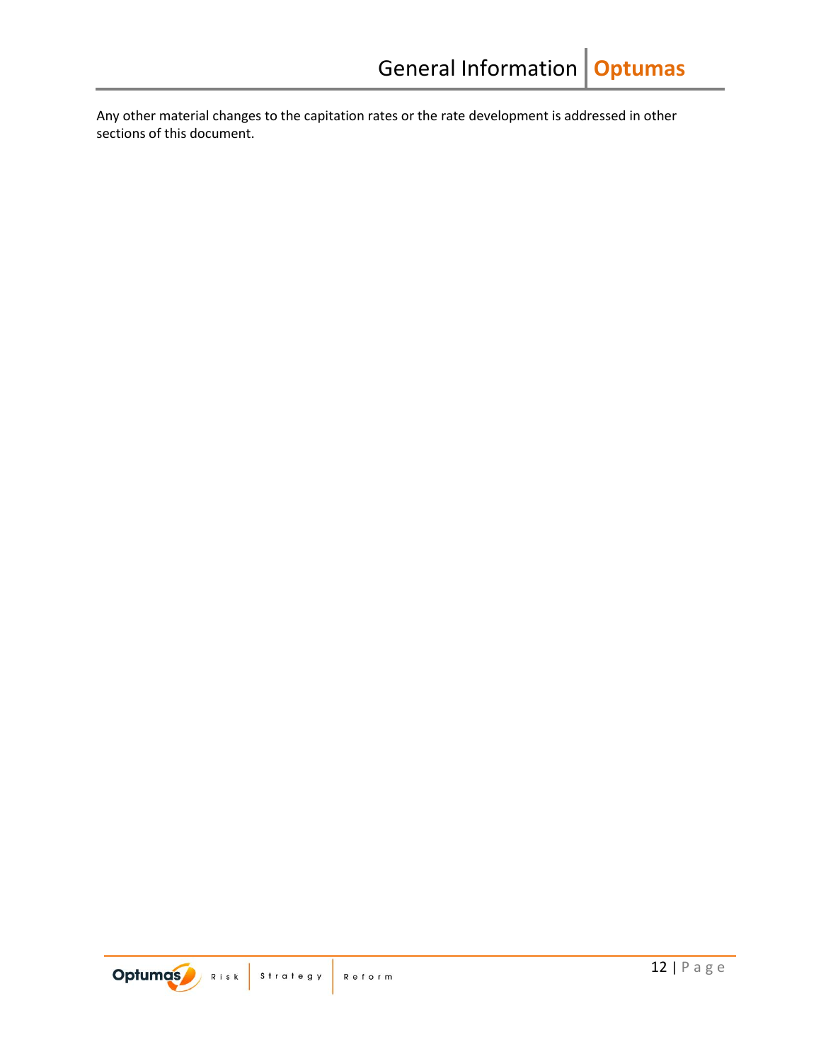Any other material changes to the capitation rates or the rate development is addressed in other sections of this document.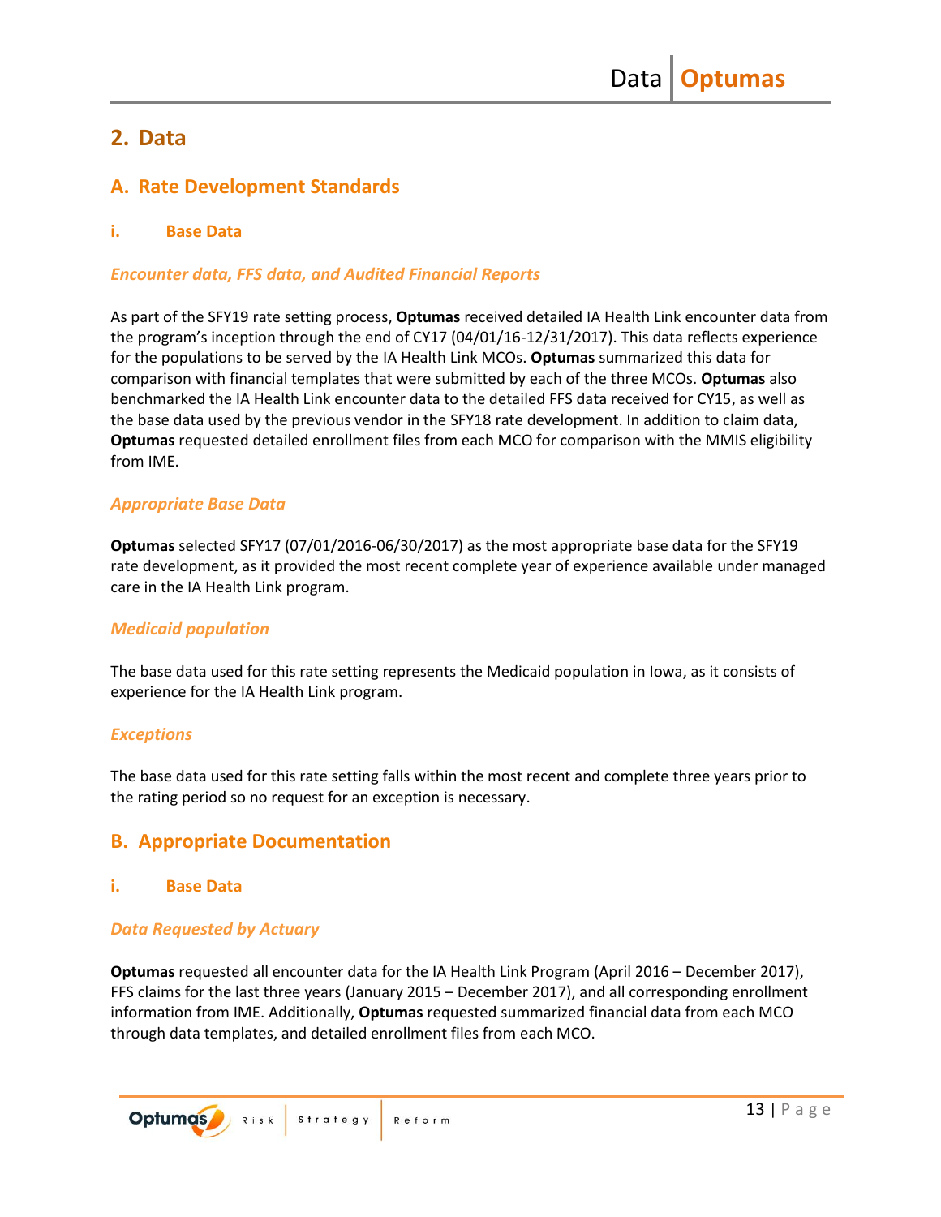## 2. Data

### A. Rate Development Standards

#### i. Base Data

***Encounter data, FFS data, and Audited Financial Reports***

As part of the SFY19 rate setting process, **Optumas** received detailed IA Health Link encounter data from the program's inception through the end of CY17 (04/01/16-12/31/2017). This data reflects experience for the populations to be served by the IA Health Link MCOs. **Optumas** summarized this data for comparison with financial templates that were submitted by each of the three MCOs. **Optumas** also benchmarked the IA Health Link encounter data to the detailed FFS data received for CY15, as well as the base data used by the previous vendor in the SFY18 rate development. In addition to claim data, **Optumas** requested detailed enrollment files from each MCO for comparison with the MMIS eligibility from IME.

***Appropriate Base Data***

**Optumas** selected SFY17 (07/01/2016-06/30/2017) as the most appropriate base data for the SFY19 rate development, as it provided the most recent complete year of experience available under managed care in the IA Health Link program.

***Medicaid population***

The base data used for this rate setting represents the Medicaid population in Iowa, as it consists of experience for the IA Health Link program.

***Exceptions***

The base data used for this rate setting falls within the most recent and complete three years prior to the rating period so no request for an exception is necessary.

### B. Appropriate Documentation

#### i. Base Data

***Data Requested by Actuary***

**Optumas** requested all encounter data for the IA Health Link Program (April 2016 – December 2017), FFS claims for the last three years (January 2015 – December 2017), and all corresponding enrollment information from IME. Additionally, **Optumas** requested summarized financial data from each MCO through data templates, and detailed enrollment files from each MCO.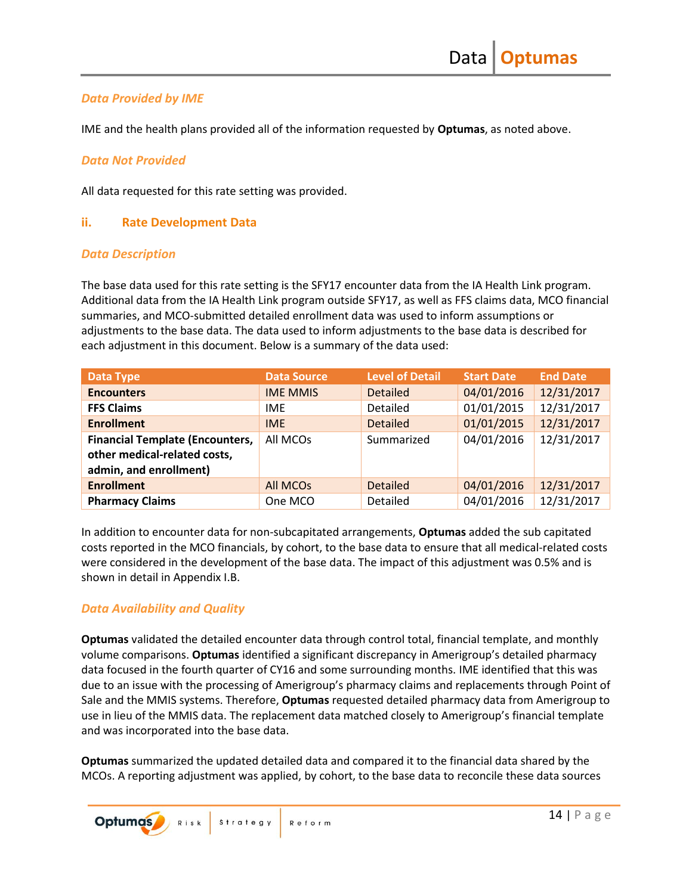### *Data Provided by IME*

IME and the health plans provided all of the information requested by **Optumas**, as noted above.

### *Data Not Provided*

All data requested for this rate setting was provided.

## ii. Rate Development Data

### *Data Description*

The base data used for this rate setting is the SFY17 encounter data from the IA Health Link program. Additional data from the IA Health Link program outside SFY17, as well as FFS claims data, MCO financial summaries, and MCO-submitted detailed enrollment data was used to inform assumptions or adjustments to the base data. The data used to inform adjustments to the base data is described for each adjustment in this document. Below is a summary of the data used:

| Data Type | Data Source | Level of Detail | Start Date | End Date |
|---|---|---|---|---|
| **Encounters** | IME MMIS | Detailed | 04/01/2016 | 12/31/2017 |
| **FFS Claims** | IME | Detailed | 01/01/2015 | 12/31/2017 |
| **Enrollment** | IME | Detailed | 01/01/2015 | 12/31/2017 |
| **Financial Template (Encounters, other medical-related costs, admin, and enrollment)** | All MCOs | Summarized | 04/01/2016 | 12/31/2017 |
| **Enrollment** | All MCOs | Detailed | 04/01/2016 | 12/31/2017 |
| **Pharmacy Claims** | One MCO | Detailed | 04/01/2016 | 12/31/2017 |

In addition to encounter data for non-subcapitated arrangements, **Optumas** added the sub capitated costs reported in the MCO financials, by cohort, to the base data to ensure that all medical-related costs were considered in the development of the base data. The impact of this adjustment was 0.5% and is shown in detail in Appendix I.B.

### *Data Availability and Quality*

**Optumas** validated the detailed encounter data through control total, financial template, and monthly volume comparisons. **Optumas** identified a significant discrepancy in Amerigroup's detailed pharmacy data focused in the fourth quarter of CY16 and some surrounding months. IME identified that this was due to an issue with the processing of Amerigroup's pharmacy claims and replacements through Point of Sale and the MMIS systems. Therefore, **Optumas** requested detailed pharmacy data from Amerigroup to use in lieu of the MMIS data. The replacement data matched closely to Amerigroup's financial template and was incorporated into the base data.

**Optumas** summarized the updated detailed data and compared it to the financial data shared by the MCOs. A reporting adjustment was applied, by cohort, to the base data to reconcile these data sources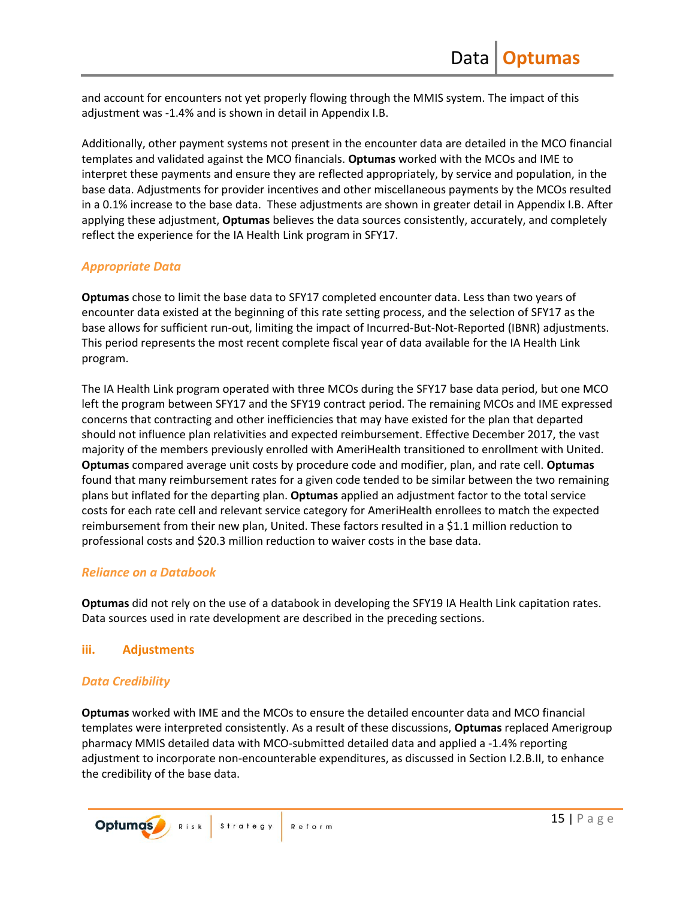and account for encounters not yet properly flowing through the MMIS system. The impact of this adjustment was -1.4% and is shown in detail in Appendix I.B.

Additionally, other payment systems not present in the encounter data are detailed in the MCO financial templates and validated against the MCO financials. **Optumas** worked with the MCOs and IME to interpret these payments and ensure they are reflected appropriately, by service and population, in the base data. Adjustments for provider incentives and other miscellaneous payments by the MCOs resulted in a 0.1% increase to the base data. These adjustments are shown in greater detail in Appendix I.B. After applying these adjustment, **Optumas** believes the data sources consistently, accurately, and completely reflect the experience for the IA Health Link program in SFY17.

#### *Appropriate Data*

**Optumas** chose to limit the base data to SFY17 completed encounter data. Less than two years of encounter data existed at the beginning of this rate setting process, and the selection of SFY17 as the base allows for sufficient run-out, limiting the impact of Incurred-But-Not-Reported (IBNR) adjustments. This period represents the most recent complete fiscal year of data available for the IA Health Link program.

The IA Health Link program operated with three MCOs during the SFY17 base data period, but one MCO left the program between SFY17 and the SFY19 contract period. The remaining MCOs and IME expressed concerns that contracting and other inefficiencies that may have existed for the plan that departed should not influence plan relativities and expected reimbursement. Effective December 2017, the vast majority of the members previously enrolled with AmeriHealth transitioned to enrollment with United. **Optumas** compared average unit costs by procedure code and modifier, plan, and rate cell. **Optumas** found that many reimbursement rates for a given code tended to be similar between the two remaining plans but inflated for the departing plan. **Optumas** applied an adjustment factor to the total service costs for each rate cell and relevant service category for AmeriHealth enrollees to match the expected reimbursement from their new plan, United. These factors resulted in a $1.1 million reduction to professional costs and $20.3 million reduction to waiver costs in the base data.

#### *Reliance on a Databook*

**Optumas** did not rely on the use of a databook in developing the SFY19 IA Health Link capitation rates. Data sources used in rate development are described in the preceding sections.

### iii. Adjustments

#### *Data Credibility*

**Optumas** worked with IME and the MCOs to ensure the detailed encounter data and MCO financial templates were interpreted consistently. As a result of these discussions, **Optumas** replaced Amerigroup pharmacy MMIS detailed data with MCO-submitted detailed data and applied a -1.4% reporting adjustment to incorporate non-encounterable expenditures, as discussed in Section I.2.B.II, to enhance the credibility of the base data.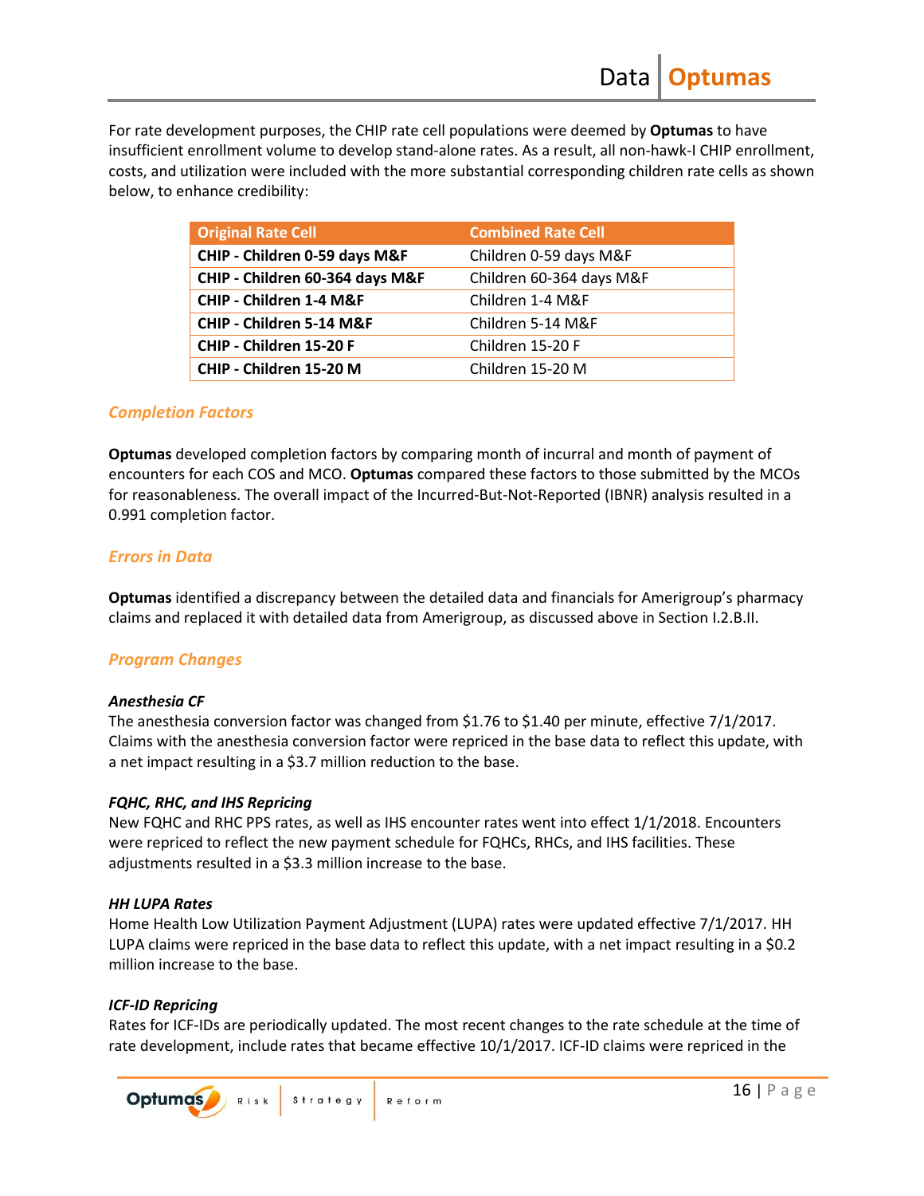For rate development purposes, the CHIP rate cell populations were deemed by **Optumas** to have insufficient enrollment volume to develop stand-alone rates. As a result, all non-hawk-I CHIP enrollment, costs, and utilization were included with the more substantial corresponding children rate cells as shown below, to enhance credibility:

| Original Rate Cell | Combined Rate Cell |
|---|---|
| **CHIP - Children 0-59 days M&F** | Children 0-59 days M&F |
| **CHIP - Children 60-364 days M&F** | Children 60-364 days M&F |
| **CHIP - Children 1-4 M&F** | Children 1-4 M&F |
| **CHIP - Children 5-14 M&F** | Children 5-14 M&F |
| **CHIP - Children 15-20 F** | Children 15-20 F |
| **CHIP - Children 15-20 M** | Children 15-20 M |

### *Completion Factors*

**Optumas** developed completion factors by comparing month of incurral and month of payment of encounters for each COS and MCO. **Optumas** compared these factors to those submitted by the MCOs for reasonableness. The overall impact of the Incurred-But-Not-Reported (IBNR) analysis resulted in a 0.991 completion factor.

### *Errors in Data*

**Optumas** identified a discrepancy between the detailed data and financials for Amerigroup's pharmacy claims and replaced it with detailed data from Amerigroup, as discussed above in Section I.2.B.II.

### *Program Changes*

#### ***Anesthesia CF***

The anesthesia conversion factor was changed from $1.76 to $1.40 per minute, effective 7/1/2017. Claims with the anesthesia conversion factor were repriced in the base data to reflect this update, with a net impact resulting in a $3.7 million reduction to the base.

#### ***FQHC, RHC, and IHS Repricing***

New FQHC and RHC PPS rates, as well as IHS encounter rates went into effect 1/1/2018. Encounters were repriced to reflect the new payment schedule for FQHCs, RHCs, and IHS facilities. These adjustments resulted in a $3.3 million increase to the base.

#### ***HH LUPA Rates***

Home Health Low Utilization Payment Adjustment (LUPA) rates were updated effective 7/1/2017. HH LUPA claims were repriced in the base data to reflect this update, with a net impact resulting in a $0.2 million increase to the base.

#### ***ICF-ID Repricing***

Rates for ICF-IDs are periodically updated. The most recent changes to the rate schedule at the time of rate development, include rates that became effective 10/1/2017. ICF-ID claims were repriced in the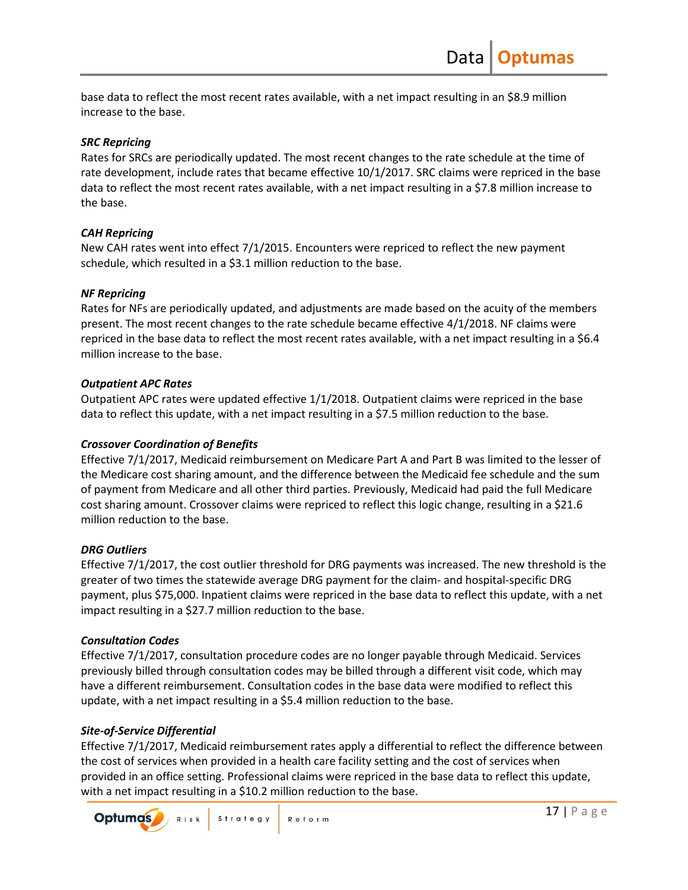base data to reflect the most recent rates available, with a net impact resulting in an $8.9 million increase to the base.

***SRC Repricing***

Rates for SRCs are periodically updated. The most recent changes to the rate schedule at the time of rate development, include rates that became effective 10/1/2017. SRC claims were repriced in the base data to reflect the most recent rates available, with a net impact resulting in a $7.8 million increase to the base.

***CAH Repricing***

New CAH rates went into effect 7/1/2015. Encounters were repriced to reflect the new payment schedule, which resulted in a $3.1 million reduction to the base.

***NF Repricing***

Rates for NFs are periodically updated, and adjustments are made based on the acuity of the members present. The most recent changes to the rate schedule became effective 4/1/2018. NF claims were repriced in the base data to reflect the most recent rates available, with a net impact resulting in a $6.4 million increase to the base.

***Outpatient APC Rates***

Outpatient APC rates were updated effective 1/1/2018. Outpatient claims were repriced in the base data to reflect this update, with a net impact resulting in a $7.5 million reduction to the base.

***Crossover Coordination of Benefits***

Effective 7/1/2017, Medicaid reimbursement on Medicare Part A and Part B was limited to the lesser of the Medicare cost sharing amount, and the difference between the Medicaid fee schedule and the sum of payment from Medicare and all other third parties. Previously, Medicaid had paid the full Medicare cost sharing amount. Crossover claims were repriced to reflect this logic change, resulting in a $21.6 million reduction to the base.

***DRG Outliers***

Effective 7/1/2017, the cost outlier threshold for DRG payments was increased. The new threshold is the greater of two times the statewide average DRG payment for the claim- and hospital-specific DRG payment, plus $75,000. Inpatient claims were repriced in the base data to reflect this update, with a net impact resulting in a $27.7 million reduction to the base.

***Consultation Codes***

Effective 7/1/2017, consultation procedure codes are no longer payable through Medicaid. Services previously billed through consultation codes may be billed through a different visit code, which may have a different reimbursement. Consultation codes in the base data were modified to reflect this update, with a net impact resulting in a $5.4 million reduction to the base.

***Site-of-Service Differential***

Effective 7/1/2017, Medicaid reimbursement rates apply a differential to reflect the difference between the cost of services when provided in a health care facility setting and the cost of services when provided in an office setting. Professional claims were repriced in the base data to reflect this update, with a net impact resulting in a $10.2 million reduction to the base.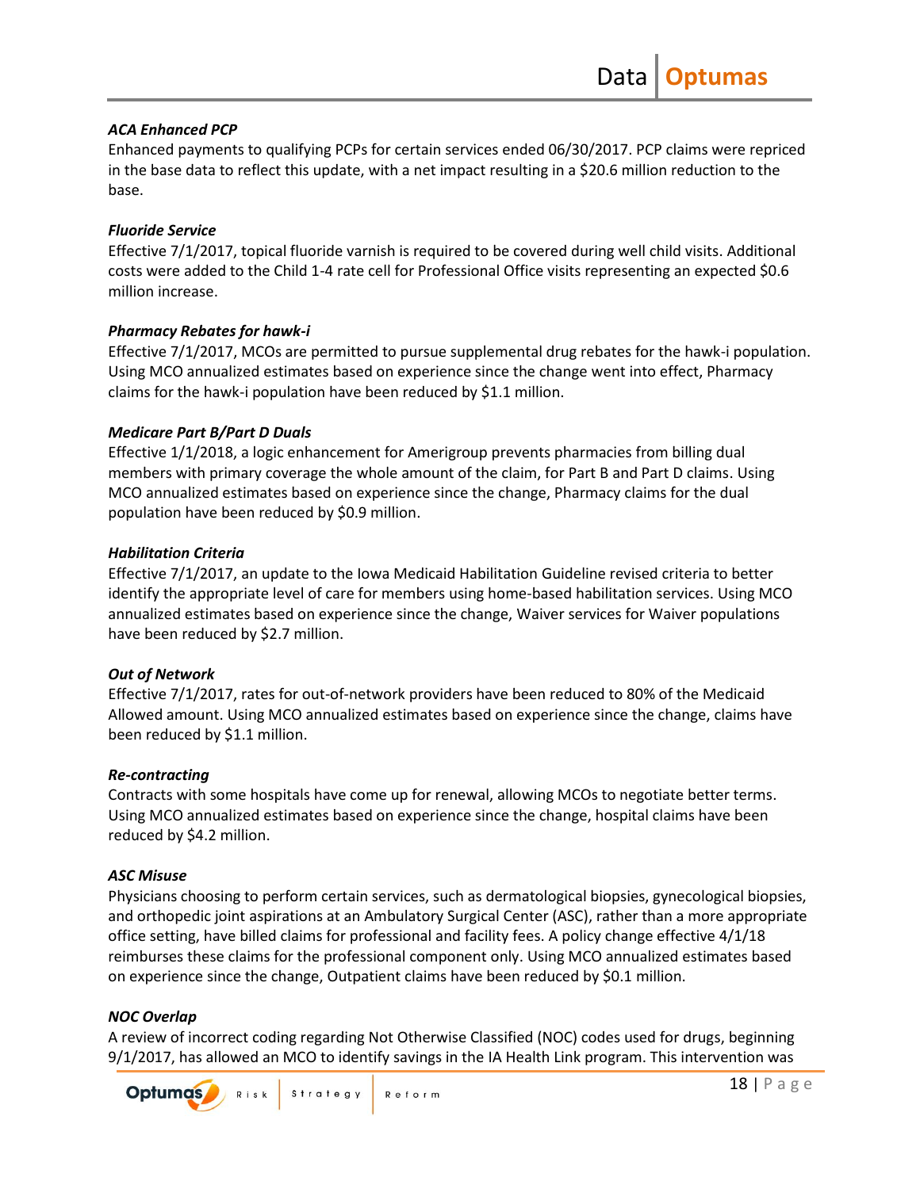***ACA Enhanced PCP***
Enhanced payments to qualifying PCPs for certain services ended 06/30/2017. PCP claims were repriced in the base data to reflect this update, with a net impact resulting in a $20.6 million reduction to the base.

***Fluoride Service***
Effective 7/1/2017, topical fluoride varnish is required to be covered during well child visits. Additional costs were added to the Child 1-4 rate cell for Professional Office visits representing an expected $0.6 million increase.

***Pharmacy Rebates for hawk-i***
Effective 7/1/2017, MCOs are permitted to pursue supplemental drug rebates for the hawk-i population. Using MCO annualized estimates based on experience since the change went into effect, Pharmacy claims for the hawk-i population have been reduced by $1.1 million.

***Medicare Part B/Part D Duals***
Effective 1/1/2018, a logic enhancement for Amerigroup prevents pharmacies from billing dual members with primary coverage the whole amount of the claim, for Part B and Part D claims. Using MCO annualized estimates based on experience since the change, Pharmacy claims for the dual population have been reduced by $0.9 million.

***Habilitation Criteria***
Effective 7/1/2017, an update to the Iowa Medicaid Habilitation Guideline revised criteria to better identify the appropriate level of care for members using home-based habilitation services. Using MCO annualized estimates based on experience since the change, Waiver services for Waiver populations have been reduced by $2.7 million.

***Out of Network***
Effective 7/1/2017, rates for out-of-network providers have been reduced to 80% of the Medicaid Allowed amount. Using MCO annualized estimates based on experience since the change, claims have been reduced by $1.1 million.

***Re-contracting***
Contracts with some hospitals have come up for renewal, allowing MCOs to negotiate better terms. Using MCO annualized estimates based on experience since the change, hospital claims have been reduced by $4.2 million.

***ASC Misuse***
Physicians choosing to perform certain services, such as dermatological biopsies, gynecological biopsies, and orthopedic joint aspirations at an Ambulatory Surgical Center (ASC), rather than a more appropriate office setting, have billed claims for professional and facility fees. A policy change effective 4/1/18 reimburses these claims for the professional component only. Using MCO annualized estimates based on experience since the change, Outpatient claims have been reduced by $0.1 million.

***NOC Overlap***
A review of incorrect coding regarding Not Otherwise Classified (NOC) codes used for drugs, beginning 9/1/2017, has allowed an MCO to identify savings in the IA Health Link program. This intervention was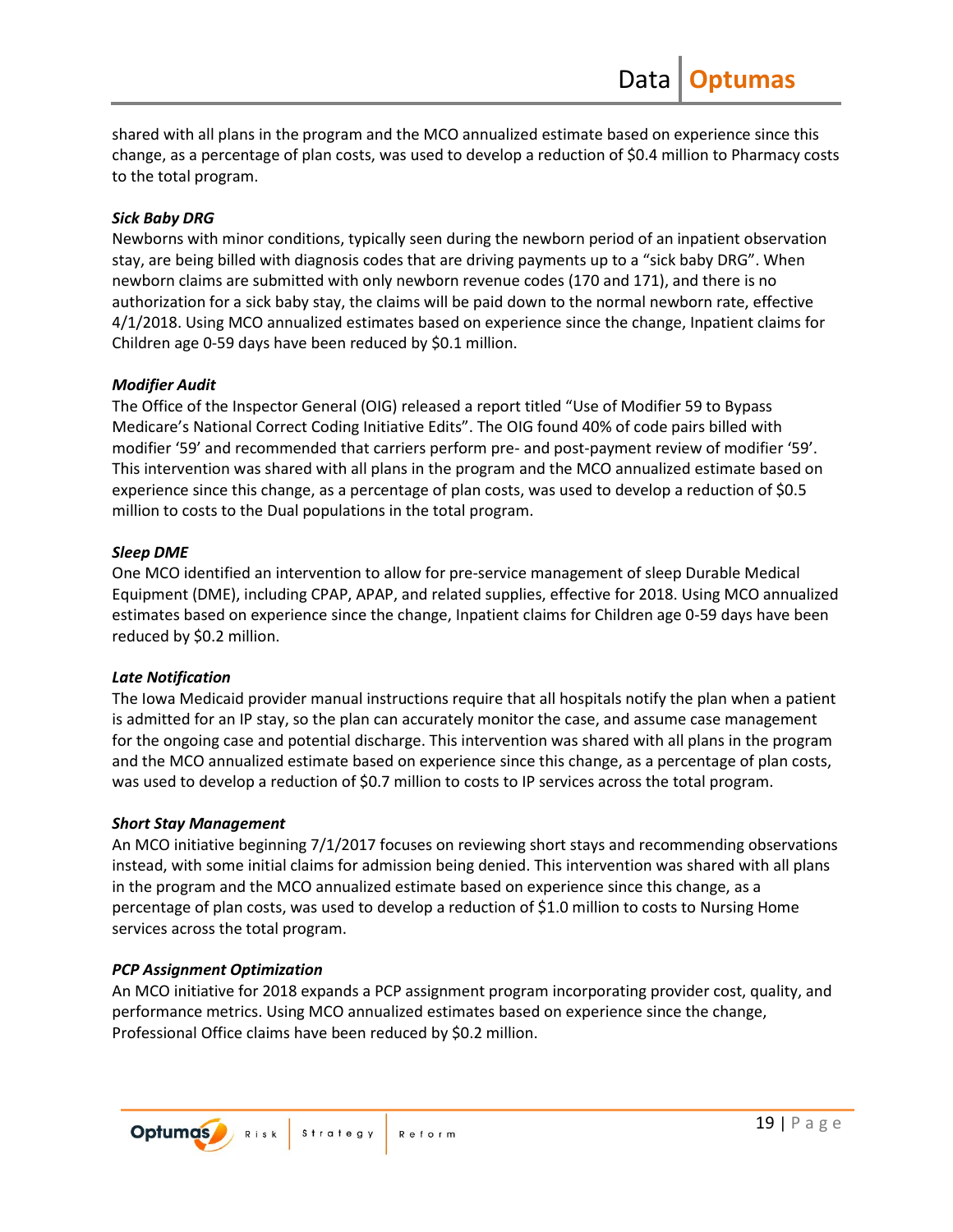shared with all plans in the program and the MCO annualized estimate based on experience since this change, as a percentage of plan costs, was used to develop a reduction of $0.4 million to Pharmacy costs to the total program.

***Sick Baby DRG***

Newborns with minor conditions, typically seen during the newborn period of an inpatient observation stay, are being billed with diagnosis codes that are driving payments up to a "sick baby DRG". When newborn claims are submitted with only newborn revenue codes (170 and 171), and there is no authorization for a sick baby stay, the claims will be paid down to the normal newborn rate, effective 4/1/2018. Using MCO annualized estimates based on experience since the change, Inpatient claims for Children age 0-59 days have been reduced by $0.1 million.

***Modifier Audit***

The Office of the Inspector General (OIG) released a report titled "Use of Modifier 59 to Bypass Medicare's National Correct Coding Initiative Edits". The OIG found 40% of code pairs billed with modifier '59' and recommended that carriers perform pre- and post-payment review of modifier '59'. This intervention was shared with all plans in the program and the MCO annualized estimate based on experience since this change, as a percentage of plan costs, was used to develop a reduction of $0.5 million to costs to the Dual populations in the total program.

***Sleep DME***

One MCO identified an intervention to allow for pre-service management of sleep Durable Medical Equipment (DME), including CPAP, APAP, and related supplies, effective for 2018. Using MCO annualized estimates based on experience since the change, Inpatient claims for Children age 0-59 days have been reduced by $0.2 million.

***Late Notification***

The Iowa Medicaid provider manual instructions require that all hospitals notify the plan when a patient is admitted for an IP stay, so the plan can accurately monitor the case, and assume case management for the ongoing case and potential discharge. This intervention was shared with all plans in the program and the MCO annualized estimate based on experience since this change, as a percentage of plan costs, was used to develop a reduction of $0.7 million to costs to IP services across the total program.

***Short Stay Management***

An MCO initiative beginning 7/1/2017 focuses on reviewing short stays and recommending observations instead, with some initial claims for admission being denied. This intervention was shared with all plans in the program and the MCO annualized estimate based on experience since this change, as a percentage of plan costs, was used to develop a reduction of $1.0 million to costs to Nursing Home services across the total program.

***PCP Assignment Optimization***

An MCO initiative for 2018 expands a PCP assignment program incorporating provider cost, quality, and performance metrics. Using MCO annualized estimates based on experience since the change, Professional Office claims have been reduced by $0.2 million.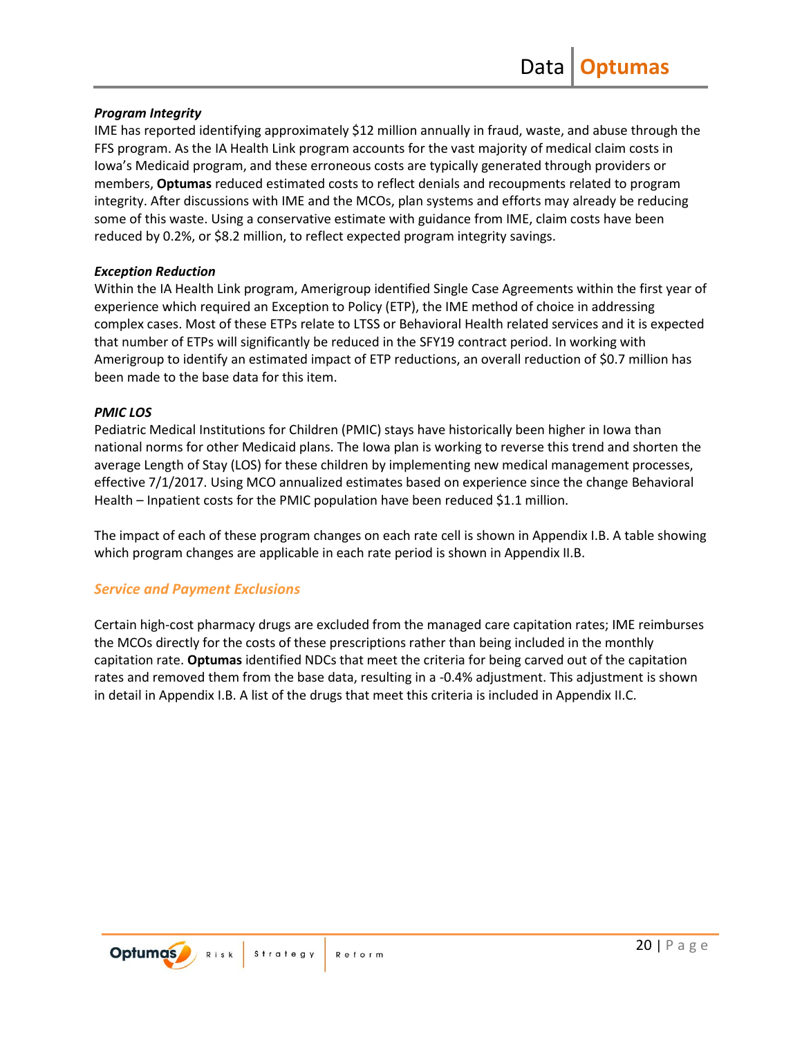***Program Integrity***

IME has reported identifying approximately $12 million annually in fraud, waste, and abuse through the FFS program. As the IA Health Link program accounts for the vast majority of medical claim costs in Iowa's Medicaid program, and these erroneous costs are typically generated through providers or members, **Optumas** reduced estimated costs to reflect denials and recoupments related to program integrity. After discussions with IME and the MCOs, plan systems and efforts may already be reducing some of this waste. Using a conservative estimate with guidance from IME, claim costs have been reduced by 0.2%, or $8.2 million, to reflect expected program integrity savings.

***Exception Reduction***

Within the IA Health Link program, Amerigroup identified Single Case Agreements within the first year of experience which required an Exception to Policy (ETP), the IME method of choice in addressing complex cases. Most of these ETPs relate to LTSS or Behavioral Health related services and it is expected that number of ETPs will significantly be reduced in the SFY19 contract period. In working with Amerigroup to identify an estimated impact of ETP reductions, an overall reduction of $0.7 million has been made to the base data for this item.

***PMIC LOS***

Pediatric Medical Institutions for Children (PMIC) stays have historically been higher in Iowa than national norms for other Medicaid plans. The Iowa plan is working to reverse this trend and shorten the average Length of Stay (LOS) for these children by implementing new medical management processes, effective 7/1/2017. Using MCO annualized estimates based on experience since the change Behavioral Health – Inpatient costs for the PMIC population have been reduced $1.1 million.

The impact of each of these program changes on each rate cell is shown in Appendix I.B. A table showing which program changes are applicable in each rate period is shown in Appendix II.B.

## *Service and Payment Exclusions*

Certain high-cost pharmacy drugs are excluded from the managed care capitation rates; IME reimburses the MCOs directly for the costs of these prescriptions rather than being included in the monthly capitation rate. **Optumas** identified NDCs that meet the criteria for being carved out of the capitation rates and removed them from the base data, resulting in a -0.4% adjustment. This adjustment is shown in detail in Appendix I.B. A list of the drugs that meet this criteria is included in Appendix II.C.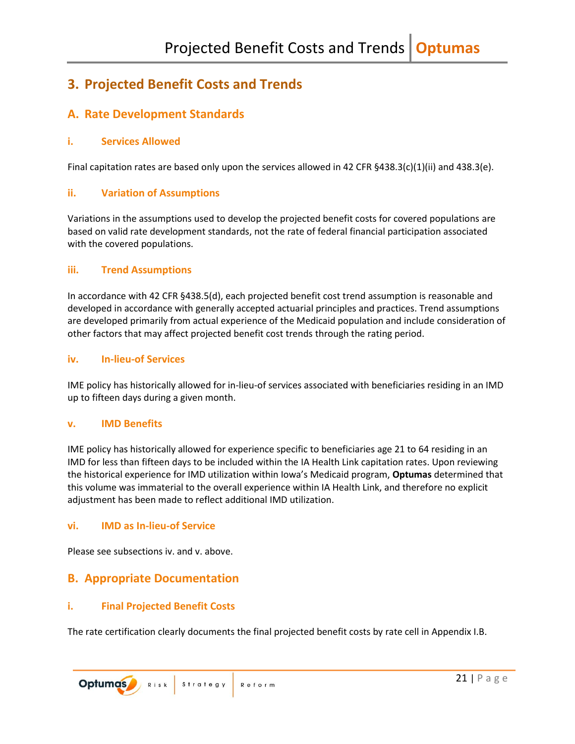# 3. Projected Benefit Costs and Trends

## A. Rate Development Standards

### i. Services Allowed

Final capitation rates are based only upon the services allowed in 42 CFR §438.3(c)(1)(ii) and 438.3(e).

### ii. Variation of Assumptions

Variations in the assumptions used to develop the projected benefit costs for covered populations are based on valid rate development standards, not the rate of federal financial participation associated with the covered populations.

### iii. Trend Assumptions

In accordance with 42 CFR §438.5(d), each projected benefit cost trend assumption is reasonable and developed in accordance with generally accepted actuarial principles and practices. Trend assumptions are developed primarily from actual experience of the Medicaid population and include consideration of other factors that may affect projected benefit cost trends through the rating period.

### iv. In-lieu-of Services

IME policy has historically allowed for in-lieu-of services associated with beneficiaries residing in an IMD up to fifteen days during a given month.

### v. IMD Benefits

IME policy has historically allowed for experience specific to beneficiaries age 21 to 64 residing in an IMD for less than fifteen days to be included within the IA Health Link capitation rates. Upon reviewing the historical experience for IMD utilization within Iowa's Medicaid program, **Optumas** determined that this volume was immaterial to the overall experience within IA Health Link, and therefore no explicit adjustment has been made to reflect additional IMD utilization.

### vi. IMD as In-lieu-of Service

Please see subsections iv. and v. above.

## B. Appropriate Documentation

### i. Final Projected Benefit Costs

The rate certification clearly documents the final projected benefit costs by rate cell in Appendix I.B.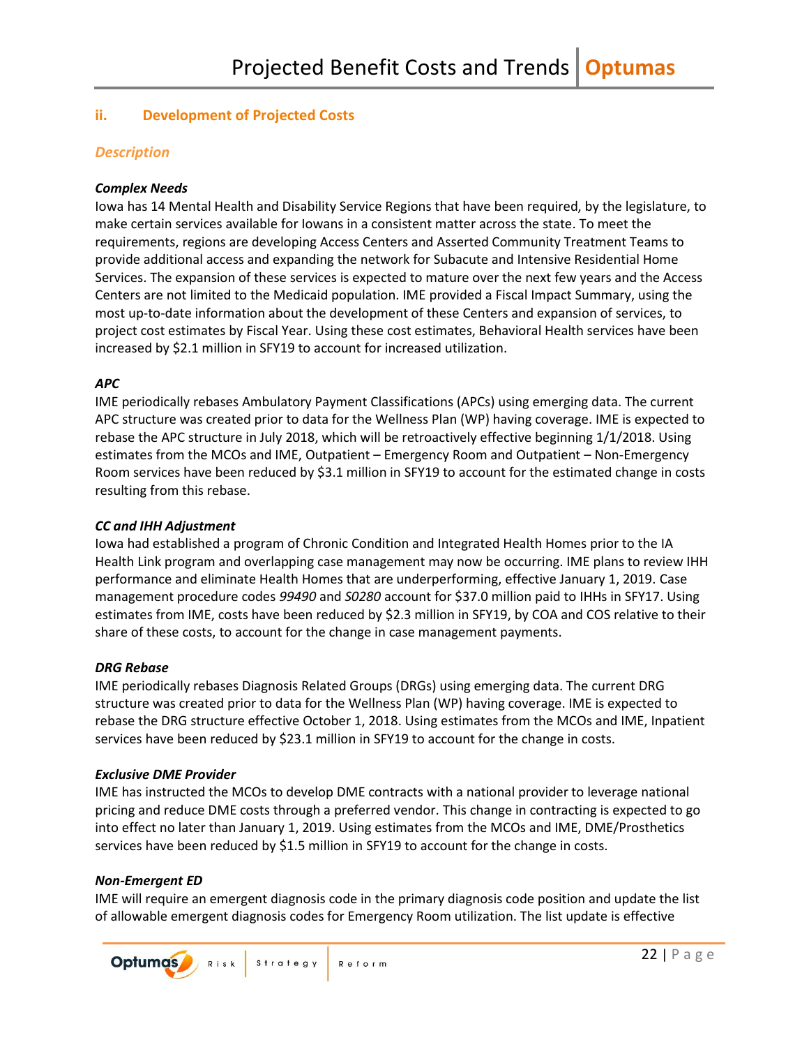### ii. Development of Projected Costs

#### *Description*

***Complex Needs***

Iowa has 14 Mental Health and Disability Service Regions that have been required, by the legislature, to make certain services available for Iowans in a consistent matter across the state. To meet the requirements, regions are developing Access Centers and Asserted Community Treatment Teams to provide additional access and expanding the network for Subacute and Intensive Residential Home Services. The expansion of these services is expected to mature over the next few years and the Access Centers are not limited to the Medicaid population. IME provided a Fiscal Impact Summary, using the most up-to-date information about the development of these Centers and expansion of services, to project cost estimates by Fiscal Year. Using these cost estimates, Behavioral Health services have been increased by $2.1 million in SFY19 to account for increased utilization.

***APC***

IME periodically rebases Ambulatory Payment Classifications (APCs) using emerging data. The current APC structure was created prior to data for the Wellness Plan (WP) having coverage. IME is expected to rebase the APC structure in July 2018, which will be retroactively effective beginning 1/1/2018. Using estimates from the MCOs and IME, Outpatient – Emergency Room and Outpatient – Non-Emergency Room services have been reduced by $3.1 million in SFY19 to account for the estimated change in costs resulting from this rebase.

***CC and IHH Adjustment***

Iowa had established a program of Chronic Condition and Integrated Health Homes prior to the IA Health Link program and overlapping case management may now be occurring. IME plans to review IHH performance and eliminate Health Homes that are underperforming, effective January 1, 2019. Case management procedure codes *99490* and *S0280* account for $37.0 million paid to IHHs in SFY17. Using estimates from IME, costs have been reduced by $2.3 million in SFY19, by COA and COS relative to their share of these costs, to account for the change in case management payments.

***DRG Rebase***

IME periodically rebases Diagnosis Related Groups (DRGs) using emerging data. The current DRG structure was created prior to data for the Wellness Plan (WP) having coverage. IME is expected to rebase the DRG structure effective October 1, 2018. Using estimates from the MCOs and IME, Inpatient services have been reduced by $23.1 million in SFY19 to account for the change in costs.

***Exclusive DME Provider***

IME has instructed the MCOs to develop DME contracts with a national provider to leverage national pricing and reduce DME costs through a preferred vendor. This change in contracting is expected to go into effect no later than January 1, 2019. Using estimates from the MCOs and IME, DME/Prosthetics services have been reduced by $1.5 million in SFY19 to account for the change in costs.

***Non-Emergent ED***

IME will require an emergent diagnosis code in the primary diagnosis code position and update the list of allowable emergent diagnosis codes for Emergency Room utilization. The list update is effective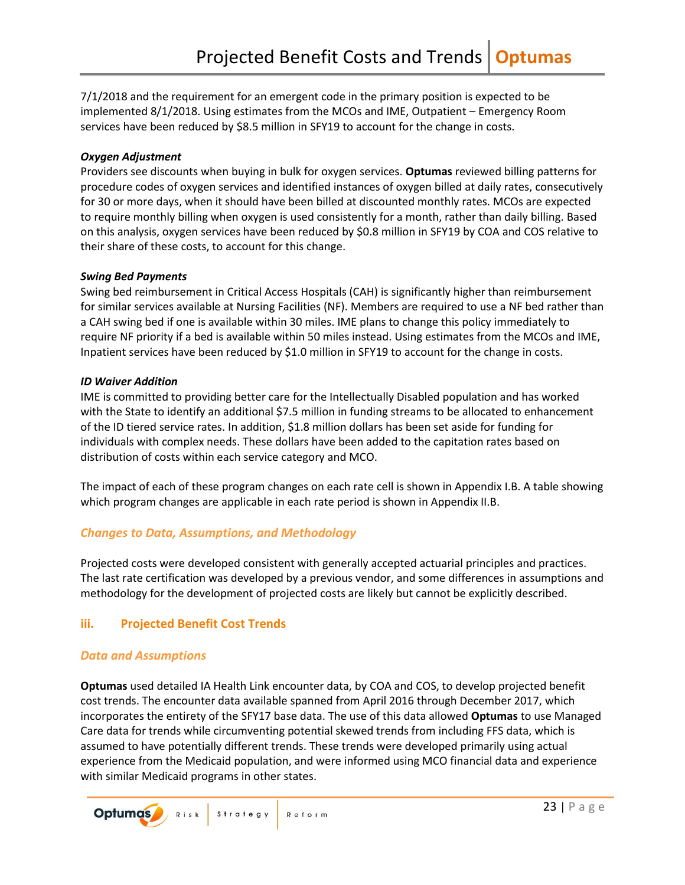7/1/2018 and the requirement for an emergent code in the primary position is expected to be implemented 8/1/2018. Using estimates from the MCOs and IME, Outpatient – Emergency Room services have been reduced by $8.5 million in SFY19 to account for the change in costs.

***Oxygen Adjustment***

Providers see discounts when buying in bulk for oxygen services. **Optumas** reviewed billing patterns for procedure codes of oxygen services and identified instances of oxygen billed at daily rates, consecutively for 30 or more days, when it should have been billed at discounted monthly rates. MCOs are expected to require monthly billing when oxygen is used consistently for a month, rather than daily billing. Based on this analysis, oxygen services have been reduced by $0.8 million in SFY19 by COA and COS relative to their share of these costs, to account for this change.

***Swing Bed Payments***

Swing bed reimbursement in Critical Access Hospitals (CAH) is significantly higher than reimbursement for similar services available at Nursing Facilities (NF). Members are required to use a NF bed rather than a CAH swing bed if one is available within 30 miles. IME plans to change this policy immediately to require NF priority if a bed is available within 50 miles instead. Using estimates from the MCOs and IME, Inpatient services have been reduced by $1.0 million in SFY19 to account for the change in costs.

***ID Waiver Addition***

IME is committed to providing better care for the Intellectually Disabled population and has worked with the State to identify an additional $7.5 million in funding streams to be allocated to enhancement of the ID tiered service rates. In addition, $1.8 million dollars has been set aside for funding for individuals with complex needs. These dollars have been added to the capitation rates based on distribution of costs within each service category and MCO.

The impact of each of these program changes on each rate cell is shown in Appendix I.B. A table showing which program changes are applicable in each rate period is shown in Appendix II.B.

### *Changes to Data, Assumptions, and Methodology*

Projected costs were developed consistent with generally accepted actuarial principles and practices. The last rate certification was developed by a previous vendor, and some differences in assumptions and methodology for the development of projected costs are likely but cannot be explicitly described.

## iii. Projected Benefit Cost Trends

### *Data and Assumptions*

**Optumas** used detailed IA Health Link encounter data, by COA and COS, to develop projected benefit cost trends. The encounter data available spanned from April 2016 through December 2017, which incorporates the entirety of the SFY17 base data. The use of this data allowed **Optumas** to use Managed Care data for trends while circumventing potential skewed trends from including FFS data, which is assumed to have potentially different trends. These trends were developed primarily using actual experience from the Medicaid population, and were informed using MCO financial data and experience with similar Medicaid programs in other states.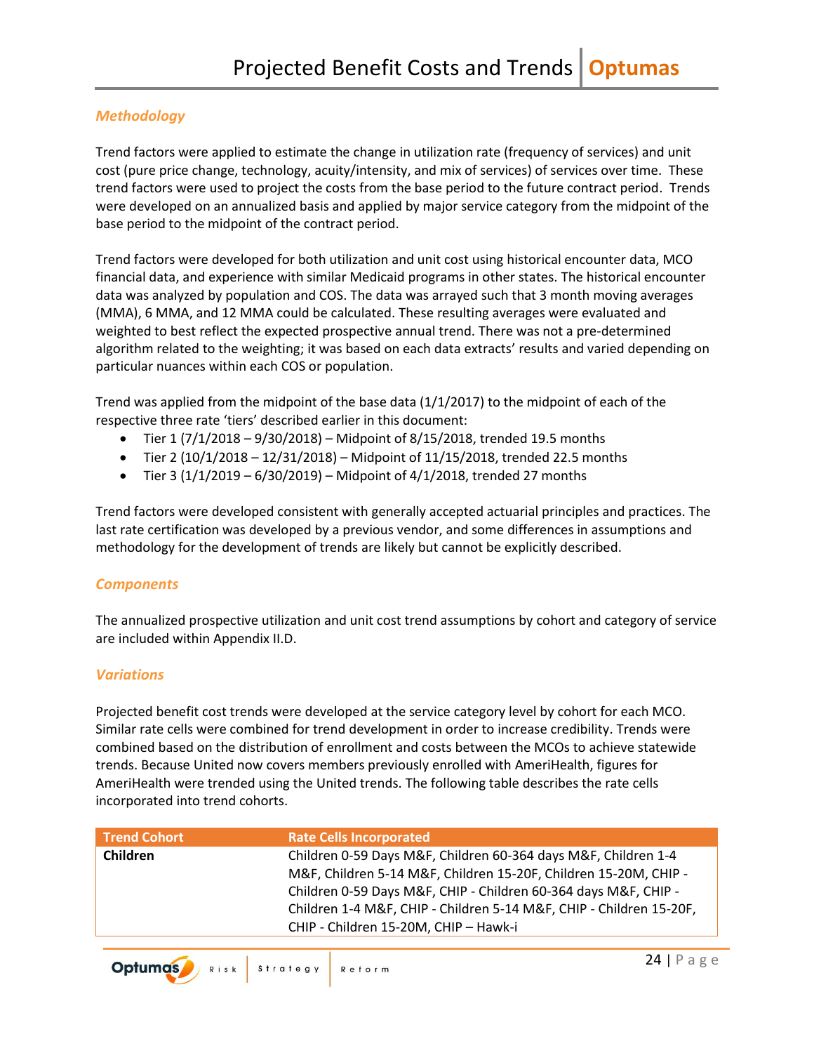### Methodology

Trend factors were applied to estimate the change in utilization rate (frequency of services) and unit cost (pure price change, technology, acuity/intensity, and mix of services) of services over time. These trend factors were used to project the costs from the base period to the future contract period. Trends were developed on an annualized basis and applied by major service category from the midpoint of the base period to the midpoint of the contract period.

Trend factors were developed for both utilization and unit cost using historical encounter data, MCO financial data, and experience with similar Medicaid programs in other states. The historical encounter data was analyzed by population and COS. The data was arrayed such that 3 month moving averages (MMA), 6 MMA, and 12 MMA could be calculated. These resulting averages were evaluated and weighted to best reflect the expected prospective annual trend. There was not a pre-determined algorithm related to the weighting; it was based on each data extracts' results and varied depending on particular nuances within each COS or population.

Trend was applied from the midpoint of the base data (1/1/2017) to the midpoint of each of the respective three rate 'tiers' described earlier in this document:

- Tier 1 (7/1/2018 – 9/30/2018) – Midpoint of 8/15/2018, trended 19.5 months
- Tier 2 (10/1/2018 – 12/31/2018) – Midpoint of 11/15/2018, trended 22.5 months
- Tier 3 (1/1/2019 – 6/30/2019) – Midpoint of 4/1/2018, trended 27 months

Trend factors were developed consistent with generally accepted actuarial principles and practices. The last rate certification was developed by a previous vendor, and some differences in assumptions and methodology for the development of trends are likely but cannot be explicitly described.

### Components

The annualized prospective utilization and unit cost trend assumptions by cohort and category of service are included within Appendix II.D.

### Variations

Projected benefit cost trends were developed at the service category level by cohort for each MCO. Similar rate cells were combined for trend development in order to increase credibility. Trends were combined based on the distribution of enrollment and costs between the MCOs to achieve statewide trends. Because United now covers members previously enrolled with AmeriHealth, figures for AmeriHealth were trended using the United trends. The following table describes the rate cells incorporated into trend cohorts.

| Trend Cohort | Rate Cells Incorporated |
|---|---|
| **Children** | Children 0-59 Days M&F, Children 60-364 days M&F, Children 1-4 M&F, Children 5-14 M&F, Children 15-20F, Children 15-20M, CHIP - Children 0-59 Days M&F, CHIP - Children 60-364 days M&F, CHIP - Children 1-4 M&F, CHIP - Children 5-14 M&F, CHIP - Children 15-20F, CHIP - Children 15-20M, CHIP – Hawk-i |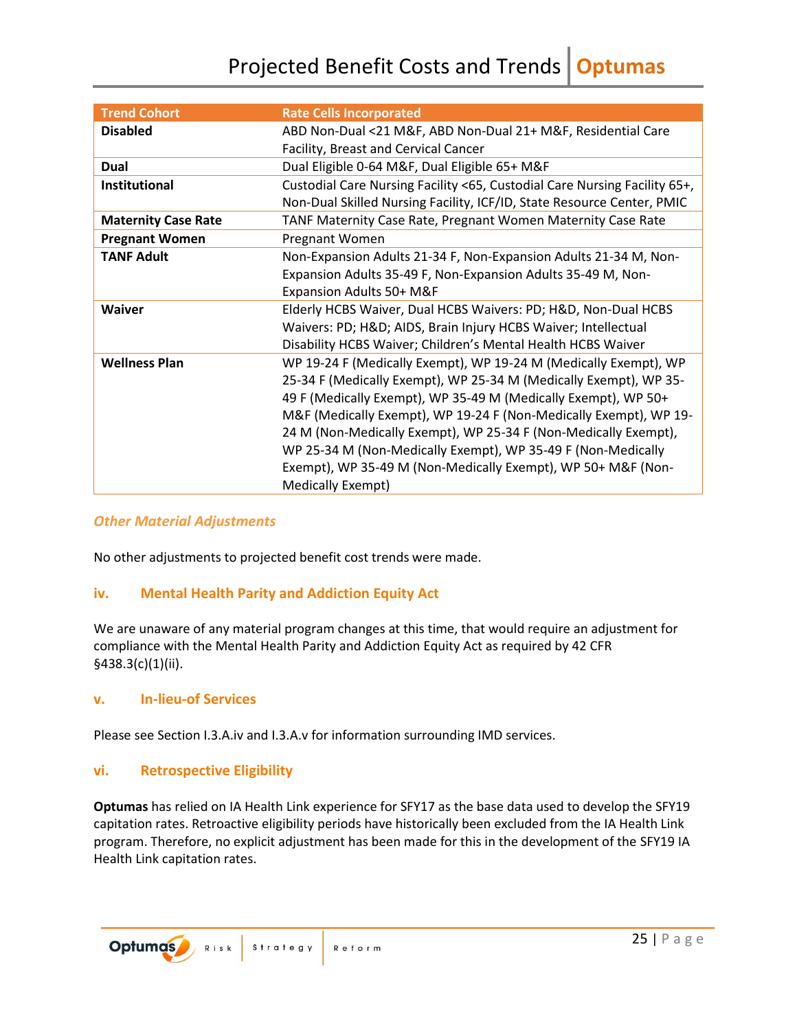| Trend Cohort | Rate Cells Incorporated |
| --- | --- |
| **Disabled** | ABD Non-Dual <21 M&F, ABD Non-Dual 21+ M&F, Residential Care Facility, Breast and Cervical Cancer |
| **Dual** | Dual Eligible 0-64 M&F, Dual Eligible 65+ M&F |
| **Institutional** | Custodial Care Nursing Facility <65, Custodial Care Nursing Facility 65+, Non-Dual Skilled Nursing Facility, ICF/ID, State Resource Center, PMIC |
| **Maternity Case Rate** | TANF Maternity Case Rate, Pregnant Women Maternity Case Rate |
| **Pregnant Women** | Pregnant Women |
| **TANF Adult** | Non-Expansion Adults 21-34 F, Non-Expansion Adults 21-34 M, Non-Expansion Adults 35-49 F, Non-Expansion Adults 35-49 M, Non-Expansion Adults 50+ M&F |
| **Waiver** | Elderly HCBS Waiver, Dual HCBS Waivers: PD; H&D, Non-Dual HCBS Waivers: PD; H&D; AIDS, Brain Injury HCBS Waiver; Intellectual Disability HCBS Waiver; Children's Mental Health HCBS Waiver |
| **Wellness Plan** | WP 19-24 F (Medically Exempt), WP 19-24 M (Medically Exempt), WP 25-34 F (Medically Exempt), WP 25-34 M (Medically Exempt), WP 35-49 F (Medically Exempt), WP 35-49 M (Medically Exempt), WP 50+ M&F (Medically Exempt), WP 19-24 F (Non-Medically Exempt), WP 19-24 M (Non-Medically Exempt), WP 25-34 F (Non-Medically Exempt), WP 25-34 M (Non-Medically Exempt), WP 35-49 F (Non-Medically Exempt), WP 35-49 M (Non-Medically Exempt), WP 50+ M&F (Non-Medically Exempt) |

*Other Material Adjustments*

No other adjustments to projected benefit cost trends were made.

### iv. Mental Health Parity and Addiction Equity Act

We are unaware of any material program changes at this time, that would require an adjustment for compliance with the Mental Health Parity and Addiction Equity Act as required by 42 CFR §438.3(c)(1)(ii).

### v. In-lieu-of Services

Please see Section I.3.A.iv and I.3.A.v for information surrounding IMD services.

### vi. Retrospective Eligibility

**Optumas** has relied on IA Health Link experience for SFY17 as the base data used to develop the SFY19 capitation rates. Retroactive eligibility periods have historically been excluded from the IA Health Link program. Therefore, no explicit adjustment has been made for this in the development of the SFY19 IA Health Link capitation rates.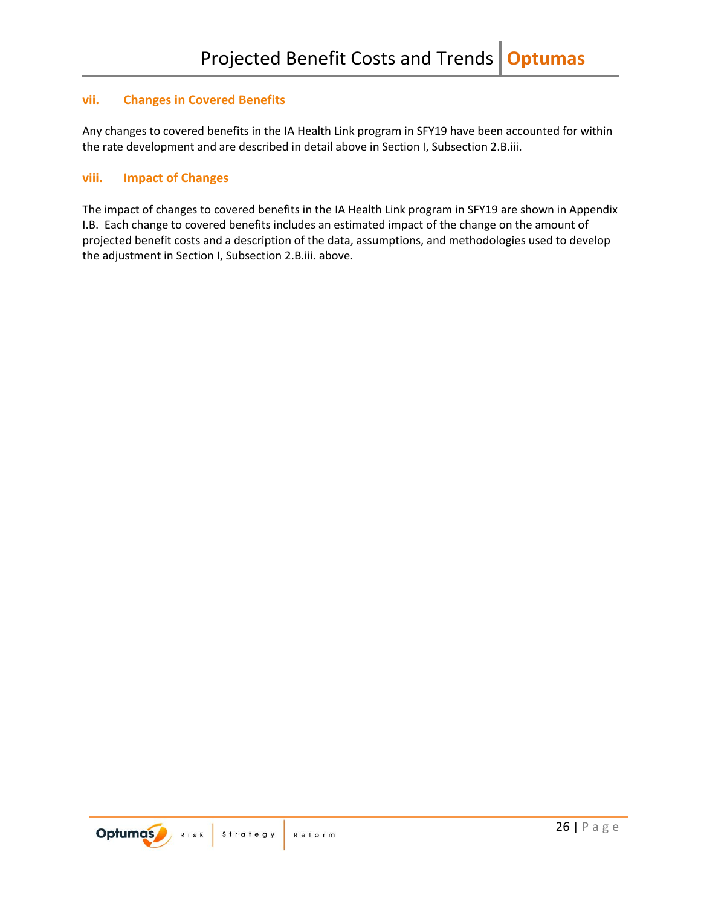### vii. Changes in Covered Benefits

Any changes to covered benefits in the IA Health Link program in SFY19 have been accounted for within the rate development and are described in detail above in Section I, Subsection 2.B.iii.

### viii. Impact of Changes

The impact of changes to covered benefits in the IA Health Link program in SFY19 are shown in Appendix I.B. Each change to covered benefits includes an estimated impact of the change on the amount of projected benefit costs and a description of the data, assumptions, and methodologies used to develop the adjustment in Section I, Subsection 2.B.iii. above.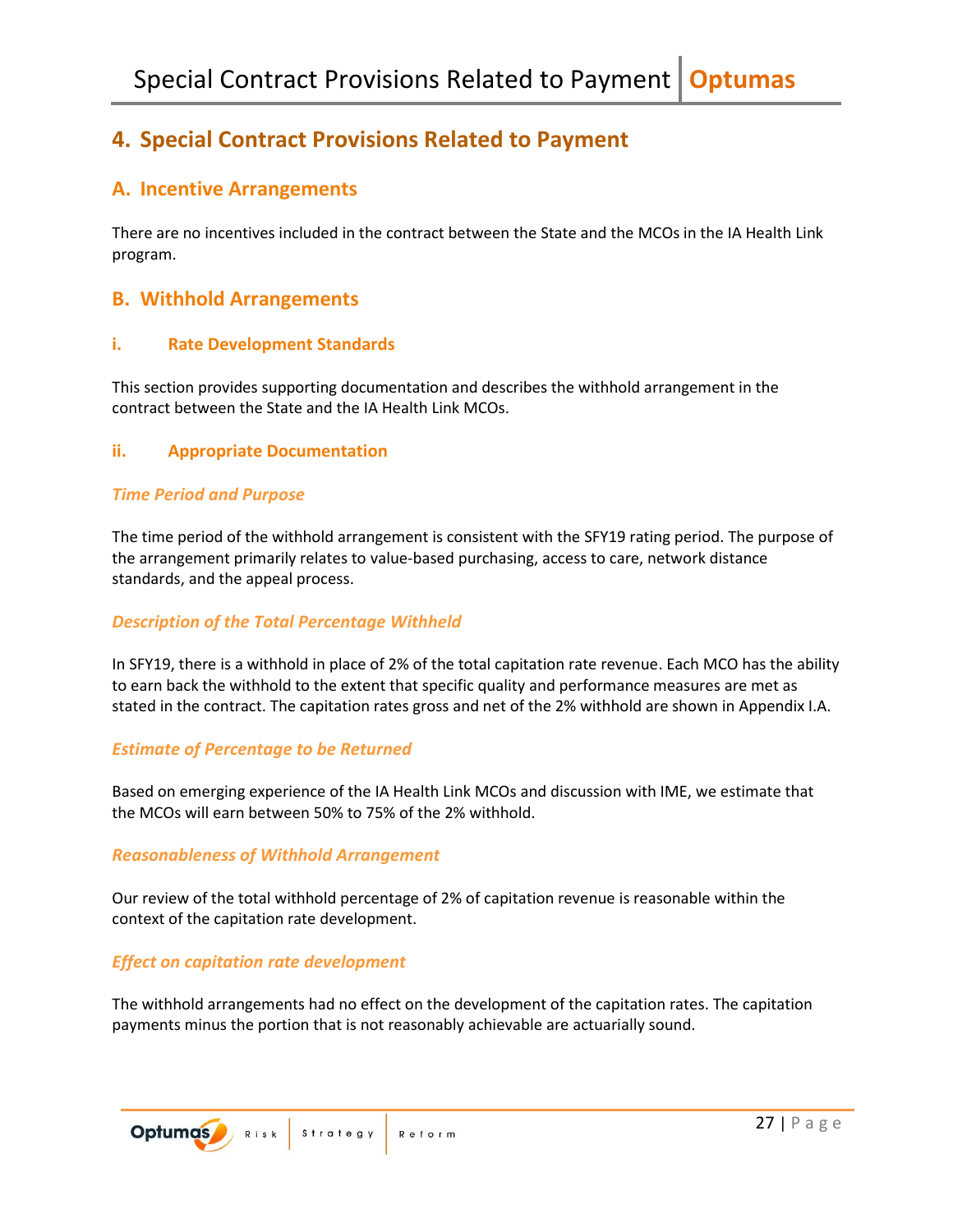# 4. Special Contract Provisions Related to Payment

## A. Incentive Arrangements

There are no incentives included in the contract between the State and the MCOs in the IA Health Link program.

## B. Withhold Arrangements

### i. Rate Development Standards

This section provides supporting documentation and describes the withhold arrangement in the contract between the State and the IA Health Link MCOs.

### ii. Appropriate Documentation

#### *Time Period and Purpose*

The time period of the withhold arrangement is consistent with the SFY19 rating period. The purpose of the arrangement primarily relates to value-based purchasing, access to care, network distance standards, and the appeal process.

#### *Description of the Total Percentage Withheld*

In SFY19, there is a withhold in place of 2% of the total capitation rate revenue. Each MCO has the ability to earn back the withhold to the extent that specific quality and performance measures are met as stated in the contract. The capitation rates gross and net of the 2% withhold are shown in Appendix I.A.

#### *Estimate of Percentage to be Returned*

Based on emerging experience of the IA Health Link MCOs and discussion with IME, we estimate that the MCOs will earn between 50% to 75% of the 2% withhold.

#### *Reasonableness of Withhold Arrangement*

Our review of the total withhold percentage of 2% of capitation revenue is reasonable within the context of the capitation rate development.

#### *Effect on capitation rate development*

The withhold arrangements had no effect on the development of the capitation rates. The capitation payments minus the portion that is not reasonably achievable are actuarially sound.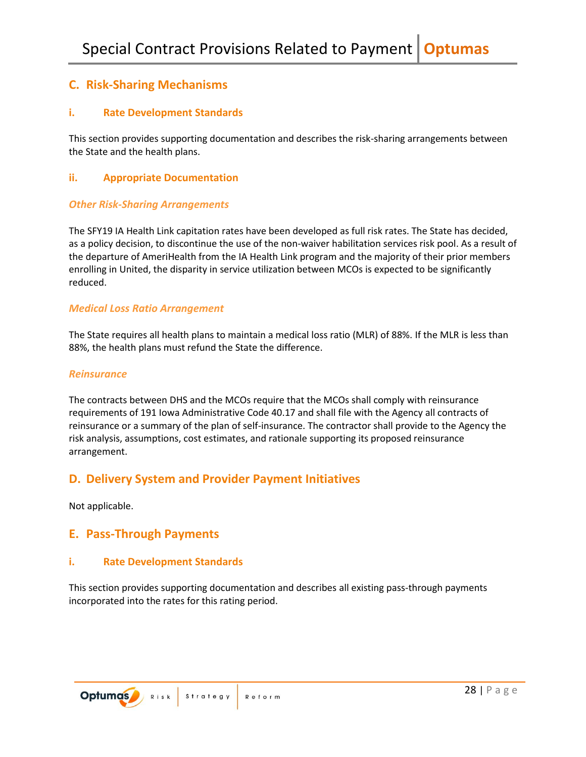## C. Risk-Sharing Mechanisms

### i. Rate Development Standards

This section provides supporting documentation and describes the risk-sharing arrangements between the State and the health plans.

### ii. Appropriate Documentation

#### *Other Risk-Sharing Arrangements*

The SFY19 IA Health Link capitation rates have been developed as full risk rates. The State has decided, as a policy decision, to discontinue the use of the non-waiver habilitation services risk pool. As a result of the departure of AmeriHealth from the IA Health Link program and the majority of their prior members enrolling in United, the disparity in service utilization between MCOs is expected to be significantly reduced.

#### *Medical Loss Ratio Arrangement*

The State requires all health plans to maintain a medical loss ratio (MLR) of 88%. If the MLR is less than 88%, the health plans must refund the State the difference.

#### *Reinsurance*

The contracts between DHS and the MCOs require that the MCOs shall comply with reinsurance requirements of 191 Iowa Administrative Code 40.17 and shall file with the Agency all contracts of reinsurance or a summary of the plan of self-insurance. The contractor shall provide to the Agency the risk analysis, assumptions, cost estimates, and rationale supporting its proposed reinsurance arrangement.

## D. Delivery System and Provider Payment Initiatives

Not applicable.

## E. Pass-Through Payments

### i. Rate Development Standards

This section provides supporting documentation and describes all existing pass-through payments incorporated into the rates for this rating period.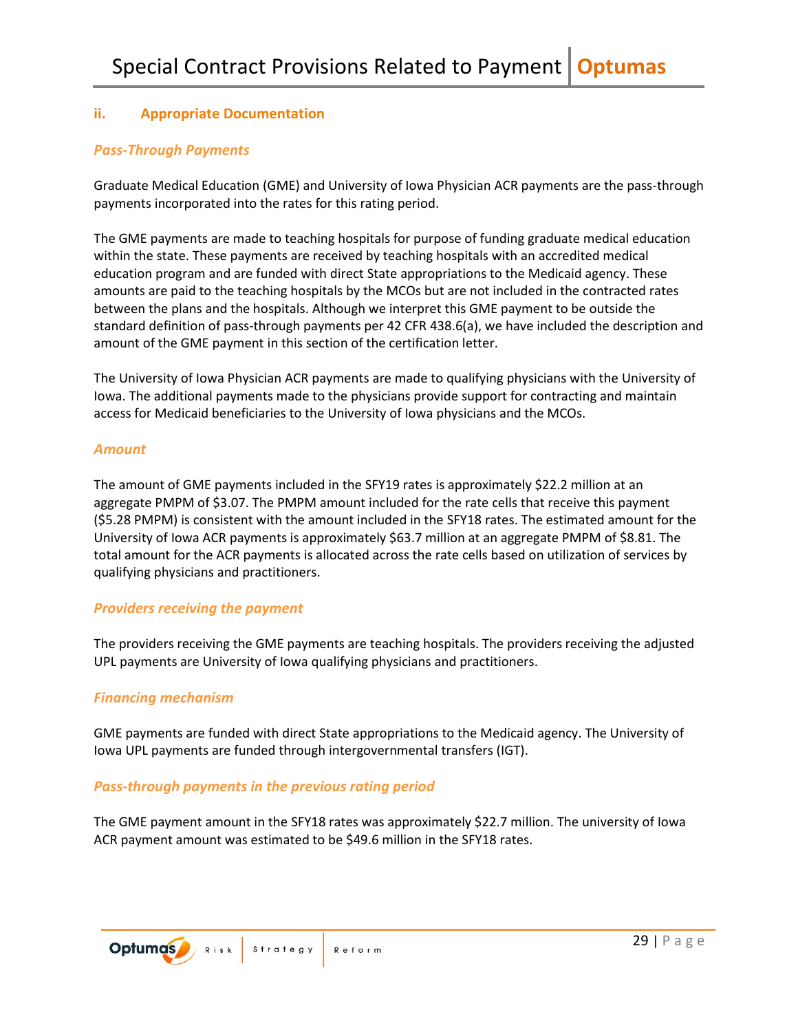### ii. Appropriate Documentation

#### *Pass-Through Payments*

Graduate Medical Education (GME) and University of Iowa Physician ACR payments are the pass-through payments incorporated into the rates for this rating period.

The GME payments are made to teaching hospitals for purpose of funding graduate medical education within the state. These payments are received by teaching hospitals with an accredited medical education program and are funded with direct State appropriations to the Medicaid agency. These amounts are paid to the teaching hospitals by the MCOs but are not included in the contracted rates between the plans and the hospitals. Although we interpret this GME payment to be outside the standard definition of pass-through payments per 42 CFR 438.6(a), we have included the description and amount of the GME payment in this section of the certification letter.

The University of Iowa Physician ACR payments are made to qualifying physicians with the University of Iowa. The additional payments made to the physicians provide support for contracting and maintain access for Medicaid beneficiaries to the University of Iowa physicians and the MCOs.

#### *Amount*

The amount of GME payments included in the SFY19 rates is approximately $22.2 million at an aggregate PMPM of $3.07. The PMPM amount included for the rate cells that receive this payment ($5.28 PMPM) is consistent with the amount included in the SFY18 rates. The estimated amount for the University of Iowa ACR payments is approximately $63.7 million at an aggregate PMPM of $8.81. The total amount for the ACR payments is allocated across the rate cells based on utilization of services by qualifying physicians and practitioners.

#### *Providers receiving the payment*

The providers receiving the GME payments are teaching hospitals. The providers receiving the adjusted UPL payments are University of Iowa qualifying physicians and practitioners.

#### *Financing mechanism*

GME payments are funded with direct State appropriations to the Medicaid agency. The University of Iowa UPL payments are funded through intergovernmental transfers (IGT).

#### *Pass-through payments in the previous rating period*

The GME payment amount in the SFY18 rates was approximately $22.7 million. The university of Iowa ACR payment amount was estimated to be $49.6 million in the SFY18 rates.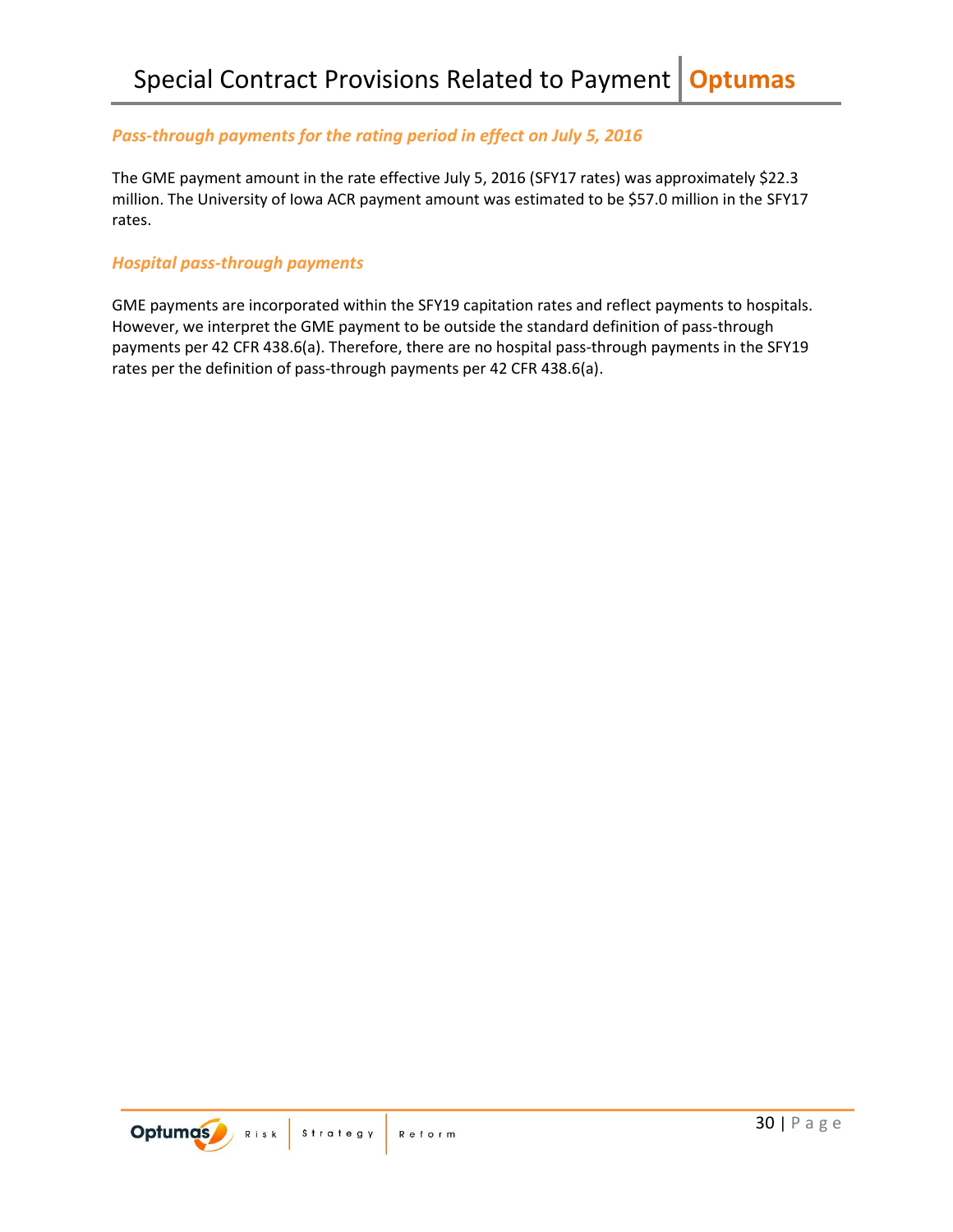### *Pass-through payments for the rating period in effect on July 5, 2016*

The GME payment amount in the rate effective July 5, 2016 (SFY17 rates) was approximately $22.3 million. The University of Iowa ACR payment amount was estimated to be $57.0 million in the SFY17 rates.

### *Hospital pass-through payments*

GME payments are incorporated within the SFY19 capitation rates and reflect payments to hospitals. However, we interpret the GME payment to be outside the standard definition of pass-through payments per 42 CFR 438.6(a). Therefore, there are no hospital pass-through payments in the SFY19 rates per the definition of pass-through payments per 42 CFR 438.6(a).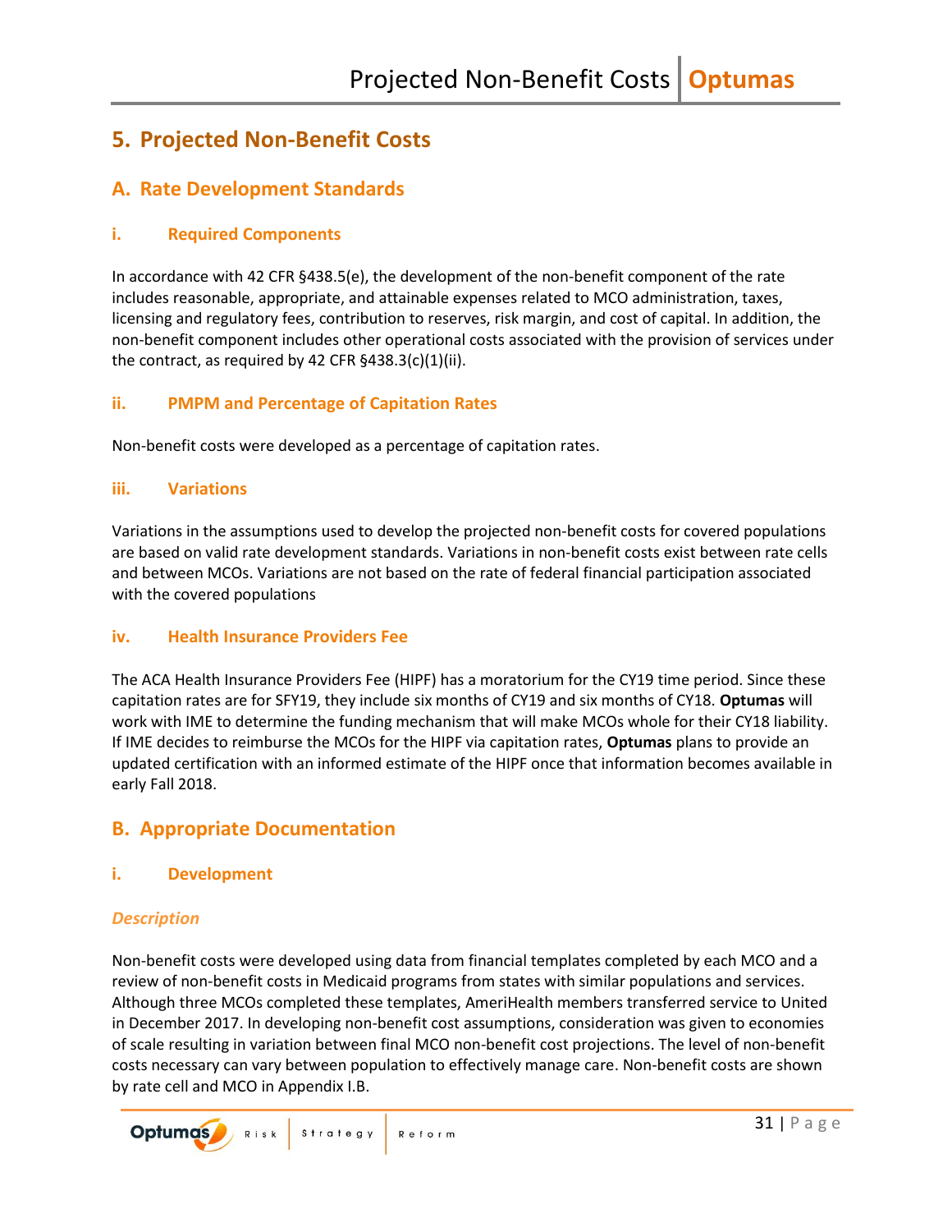# 5. Projected Non-Benefit Costs

## A. Rate Development Standards

### i. Required Components

In accordance with 42 CFR §438.5(e), the development of the non-benefit component of the rate includes reasonable, appropriate, and attainable expenses related to MCO administration, taxes, licensing and regulatory fees, contribution to reserves, risk margin, and cost of capital. In addition, the non-benefit component includes other operational costs associated with the provision of services under the contract, as required by 42 CFR §438.3(c)(1)(ii).

### ii. PMPM and Percentage of Capitation Rates

Non-benefit costs were developed as a percentage of capitation rates.

### iii. Variations

Variations in the assumptions used to develop the projected non-benefit costs for covered populations are based on valid rate development standards. Variations in non-benefit costs exist between rate cells and between MCOs. Variations are not based on the rate of federal financial participation associated with the covered populations

### iv. Health Insurance Providers Fee

The ACA Health Insurance Providers Fee (HIPF) has a moratorium for the CY19 time period. Since these capitation rates are for SFY19, they include six months of CY19 and six months of CY18. **Optumas** will work with IME to determine the funding mechanism that will make MCOs whole for their CY18 liability. If IME decides to reimburse the MCOs for the HIPF via capitation rates, **Optumas** plans to provide an updated certification with an informed estimate of the HIPF once that information becomes available in early Fall 2018.

## B. Appropriate Documentation

### i. Development

#### *Description*

Non-benefit costs were developed using data from financial templates completed by each MCO and a review of non-benefit costs in Medicaid programs from states with similar populations and services. Although three MCOs completed these templates, AmeriHealth members transferred service to United in December 2017. In developing non-benefit cost assumptions, consideration was given to economies of scale resulting in variation between final MCO non-benefit cost projections. The level of non-benefit costs necessary can vary between population to effectively manage care. Non-benefit costs are shown by rate cell and MCO in Appendix I.B.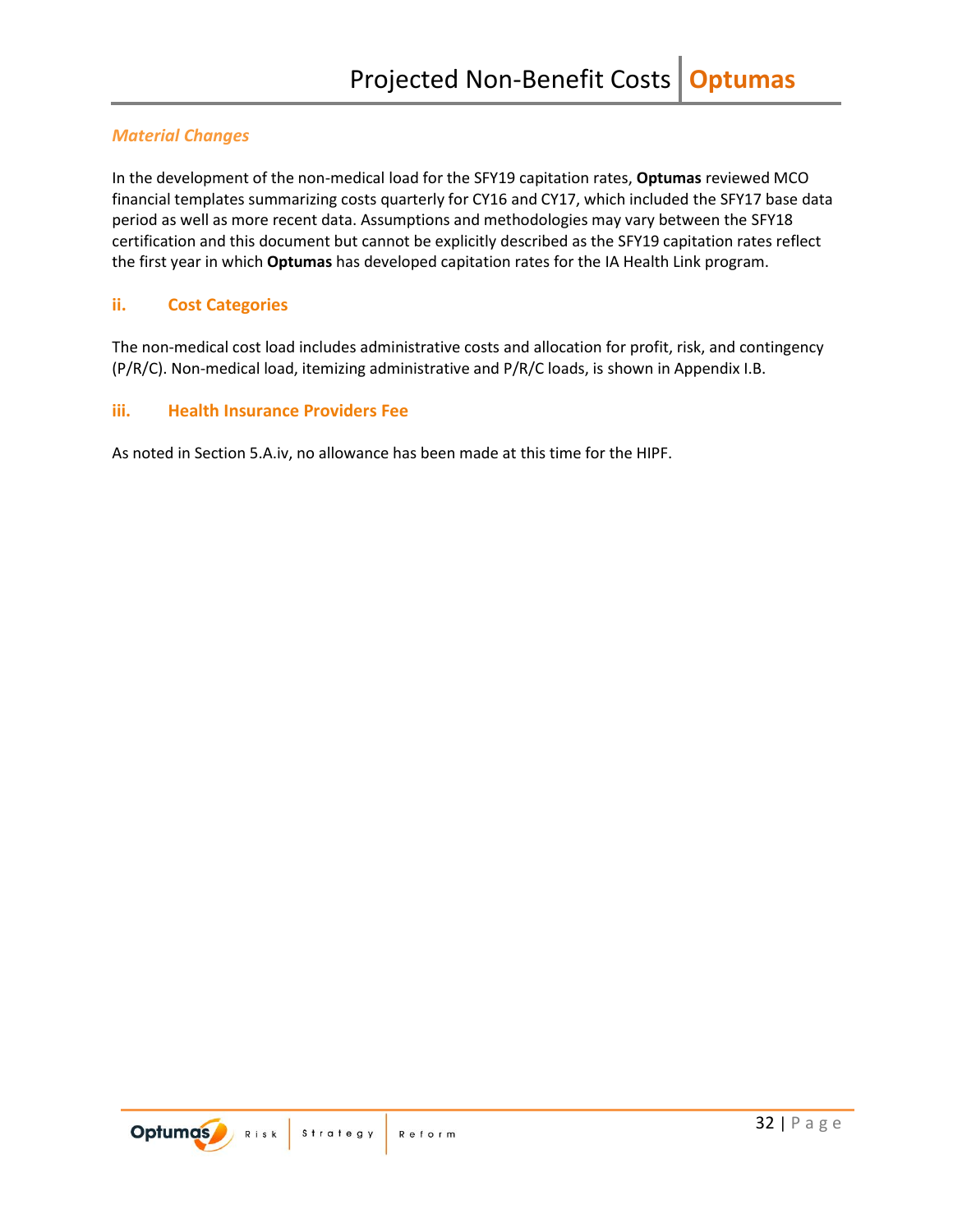### *Material Changes*

In the development of the non-medical load for the SFY19 capitation rates, **Optumas** reviewed MCO financial templates summarizing costs quarterly for CY16 and CY17, which included the SFY17 base data period as well as more recent data. Assumptions and methodologies may vary between the SFY18 certification and this document but cannot be explicitly described as the SFY19 capitation rates reflect the first year in which **Optumas** has developed capitation rates for the IA Health Link program.

### ii. Cost Categories

The non-medical cost load includes administrative costs and allocation for profit, risk, and contingency (P/R/C). Non-medical load, itemizing administrative and P/R/C loads, is shown in Appendix I.B.

### iii. Health Insurance Providers Fee

As noted in Section 5.A.iv, no allowance has been made at this time for the HIPF.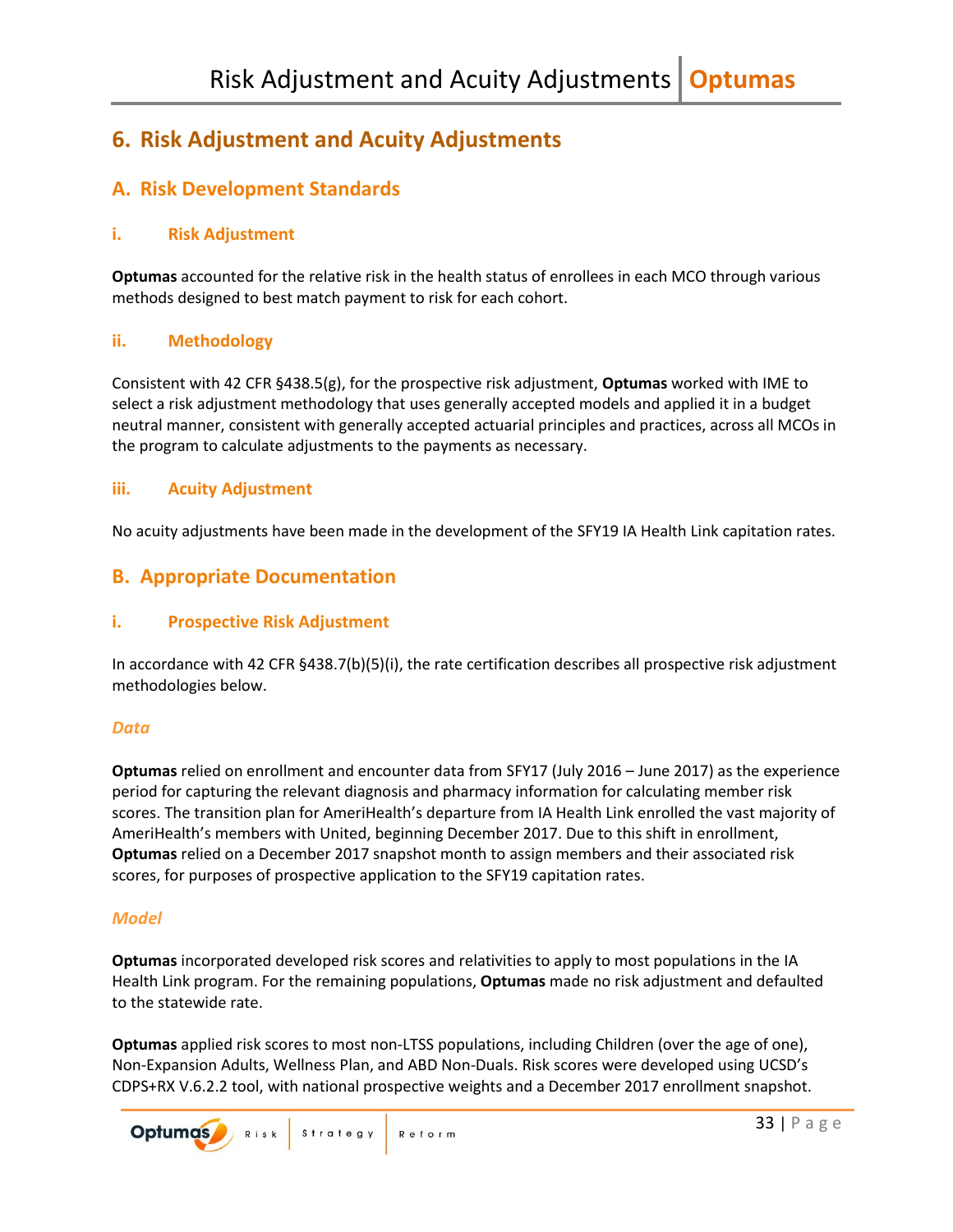# 6. Risk Adjustment and Acuity Adjustments

## A. Risk Development Standards

### i. Risk Adjustment

**Optumas** accounted for the relative risk in the health status of enrollees in each MCO through various methods designed to best match payment to risk for each cohort.

### ii. Methodology

Consistent with 42 CFR §438.5(g), for the prospective risk adjustment, **Optumas** worked with IME to select a risk adjustment methodology that uses generally accepted models and applied it in a budget neutral manner, consistent with generally accepted actuarial principles and practices, across all MCOs in the program to calculate adjustments to the payments as necessary.

### iii. Acuity Adjustment

No acuity adjustments have been made in the development of the SFY19 IA Health Link capitation rates.

## B. Appropriate Documentation

### i. Prospective Risk Adjustment

In accordance with 42 CFR §438.7(b)(5)(i), the rate certification describes all prospective risk adjustment methodologies below.

#### *Data*

**Optumas** relied on enrollment and encounter data from SFY17 (July 2016 – June 2017) as the experience period for capturing the relevant diagnosis and pharmacy information for calculating member risk scores. The transition plan for AmeriHealth's departure from IA Health Link enrolled the vast majority of AmeriHealth's members with United, beginning December 2017. Due to this shift in enrollment, **Optumas** relied on a December 2017 snapshot month to assign members and their associated risk scores, for purposes of prospective application to the SFY19 capitation rates.

#### *Model*

**Optumas** incorporated developed risk scores and relativities to apply to most populations in the IA Health Link program. For the remaining populations, **Optumas** made no risk adjustment and defaulted to the statewide rate.

**Optumas** applied risk scores to most non-LTSS populations, including Children (over the age of one), Non-Expansion Adults, Wellness Plan, and ABD Non-Duals. Risk scores were developed using UCSD's CDPS+RX V.6.2.2 tool, with national prospective weights and a December 2017 enrollment snapshot.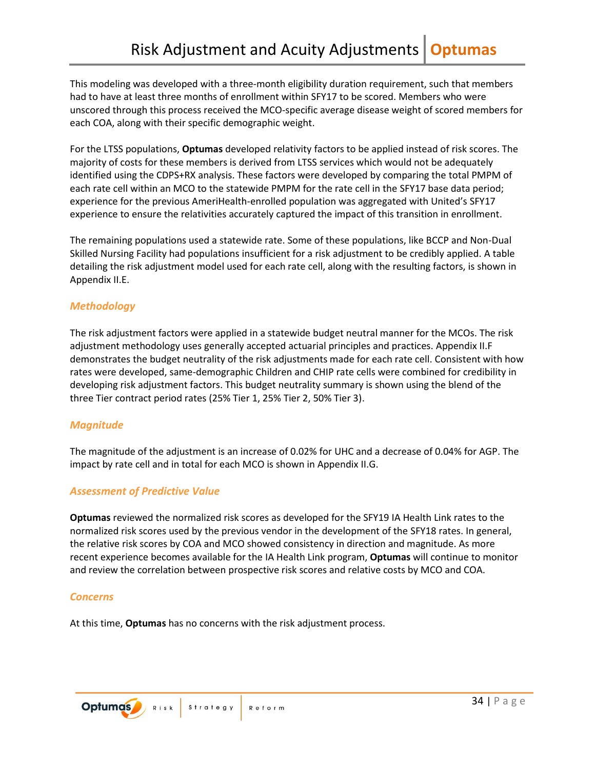This modeling was developed with a three-month eligibility duration requirement, such that members had to have at least three months of enrollment within SFY17 to be scored. Members who were unscored through this process received the MCO-specific average disease weight of scored members for each COA, along with their specific demographic weight.

For the LTSS populations, **Optumas** developed relativity factors to be applied instead of risk scores. The majority of costs for these members is derived from LTSS services which would not be adequately identified using the CDPS+RX analysis. These factors were developed by comparing the total PMPM of each rate cell within an MCO to the statewide PMPM for the rate cell in the SFY17 base data period; experience for the previous AmeriHealth-enrolled population was aggregated with United's SFY17 experience to ensure the relativities accurately captured the impact of this transition in enrollment.

The remaining populations used a statewide rate. Some of these populations, like BCCP and Non-Dual Skilled Nursing Facility had populations insufficient for a risk adjustment to be credibly applied. A table detailing the risk adjustment model used for each rate cell, along with the resulting factors, is shown in Appendix II.E.

### *Methodology*

The risk adjustment factors were applied in a statewide budget neutral manner for the MCOs. The risk adjustment methodology uses generally accepted actuarial principles and practices. Appendix II.F demonstrates the budget neutrality of the risk adjustments made for each rate cell. Consistent with how rates were developed, same-demographic Children and CHIP rate cells were combined for credibility in developing risk adjustment factors. This budget neutrality summary is shown using the blend of the three Tier contract period rates (25% Tier 1, 25% Tier 2, 50% Tier 3).

### *Magnitude*

The magnitude of the adjustment is an increase of 0.02% for UHC and a decrease of 0.04% for AGP. The impact by rate cell and in total for each MCO is shown in Appendix II.G.

### *Assessment of Predictive Value*

**Optumas** reviewed the normalized risk scores as developed for the SFY19 IA Health Link rates to the normalized risk scores used by the previous vendor in the development of the SFY18 rates. In general, the relative risk scores by COA and MCO showed consistency in direction and magnitude. As more recent experience becomes available for the IA Health Link program, **Optumas** will continue to monitor and review the correlation between prospective risk scores and relative costs by MCO and COA.

### *Concerns*

At this time, **Optumas** has no concerns with the risk adjustment process.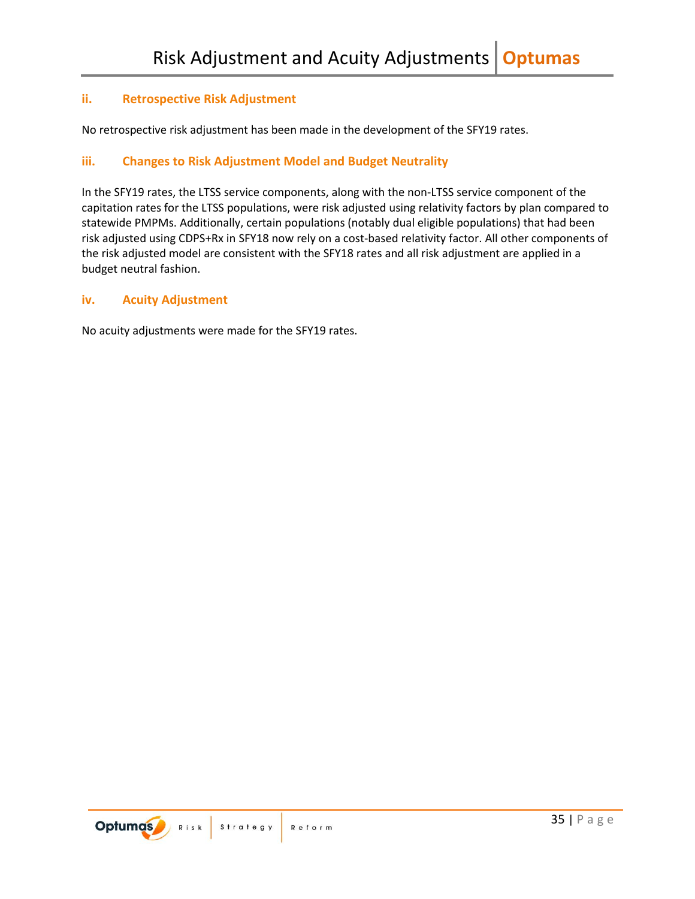### ii. Retrospective Risk Adjustment

No retrospective risk adjustment has been made in the development of the SFY19 rates.

### iii. Changes to Risk Adjustment Model and Budget Neutrality

In the SFY19 rates, the LTSS service components, along with the non-LTSS service component of the capitation rates for the LTSS populations, were risk adjusted using relativity factors by plan compared to statewide PMPMs. Additionally, certain populations (notably dual eligible populations) that had been risk adjusted using CDPS+Rx in SFY18 now rely on a cost-based relativity factor. All other components of the risk adjusted model are consistent with the SFY18 rates and all risk adjustment are applied in a budget neutral fashion.

### iv. Acuity Adjustment

No acuity adjustments were made for the SFY19 rates.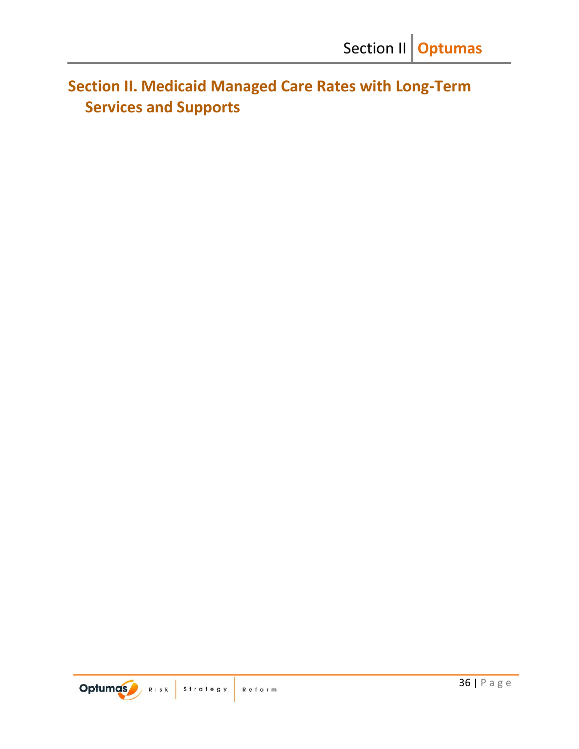# Section II. Medicaid Managed Care Rates with Long-Term Services and Supports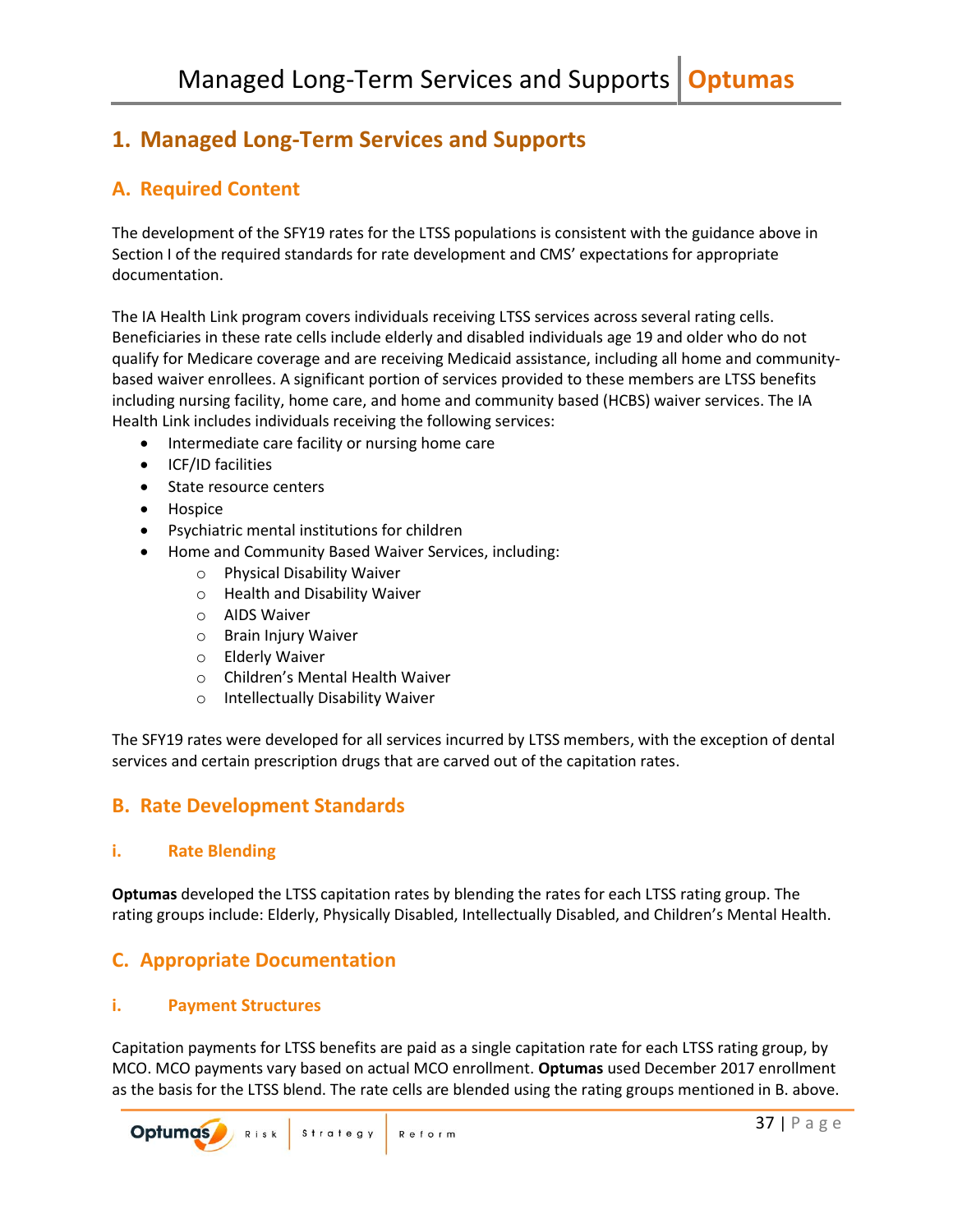# 1. Managed Long-Term Services and Supports

## A. Required Content

The development of the SFY19 rates for the LTSS populations is consistent with the guidance above in Section I of the required standards for rate development and CMS' expectations for appropriate documentation.

The IA Health Link program covers individuals receiving LTSS services across several rating cells. Beneficiaries in these rate cells include elderly and disabled individuals age 19 and older who do not qualify for Medicare coverage and are receiving Medicaid assistance, including all home and community-based waiver enrollees. A significant portion of services provided to these members are LTSS benefits including nursing facility, home care, and home and community based (HCBS) waiver services. The IA Health Link includes individuals receiving the following services:

- Intermediate care facility or nursing home care
- ICF/ID facilities
- State resource centers
- Hospice
- Psychiatric mental institutions for children
- Home and Community Based Waiver Services, including:
  - Physical Disability Waiver
  - Health and Disability Waiver
  - AIDS Waiver
  - Brain Injury Waiver
  - Elderly Waiver
  - Children's Mental Health Waiver
  - Intellectually Disability Waiver

The SFY19 rates were developed for all services incurred by LTSS members, with the exception of dental services and certain prescription drugs that are carved out of the capitation rates.

## B. Rate Development Standards

### i. Rate Blending

**Optumas** developed the LTSS capitation rates by blending the rates for each LTSS rating group. The rating groups include: Elderly, Physically Disabled, Intellectually Disabled, and Children's Mental Health.

## C. Appropriate Documentation

### i. Payment Structures

Capitation payments for LTSS benefits are paid as a single capitation rate for each LTSS rating group, by MCO. MCO payments vary based on actual MCO enrollment. **Optumas** used December 2017 enrollment as the basis for the LTSS blend. The rate cells are blended using the rating groups mentioned in B. above.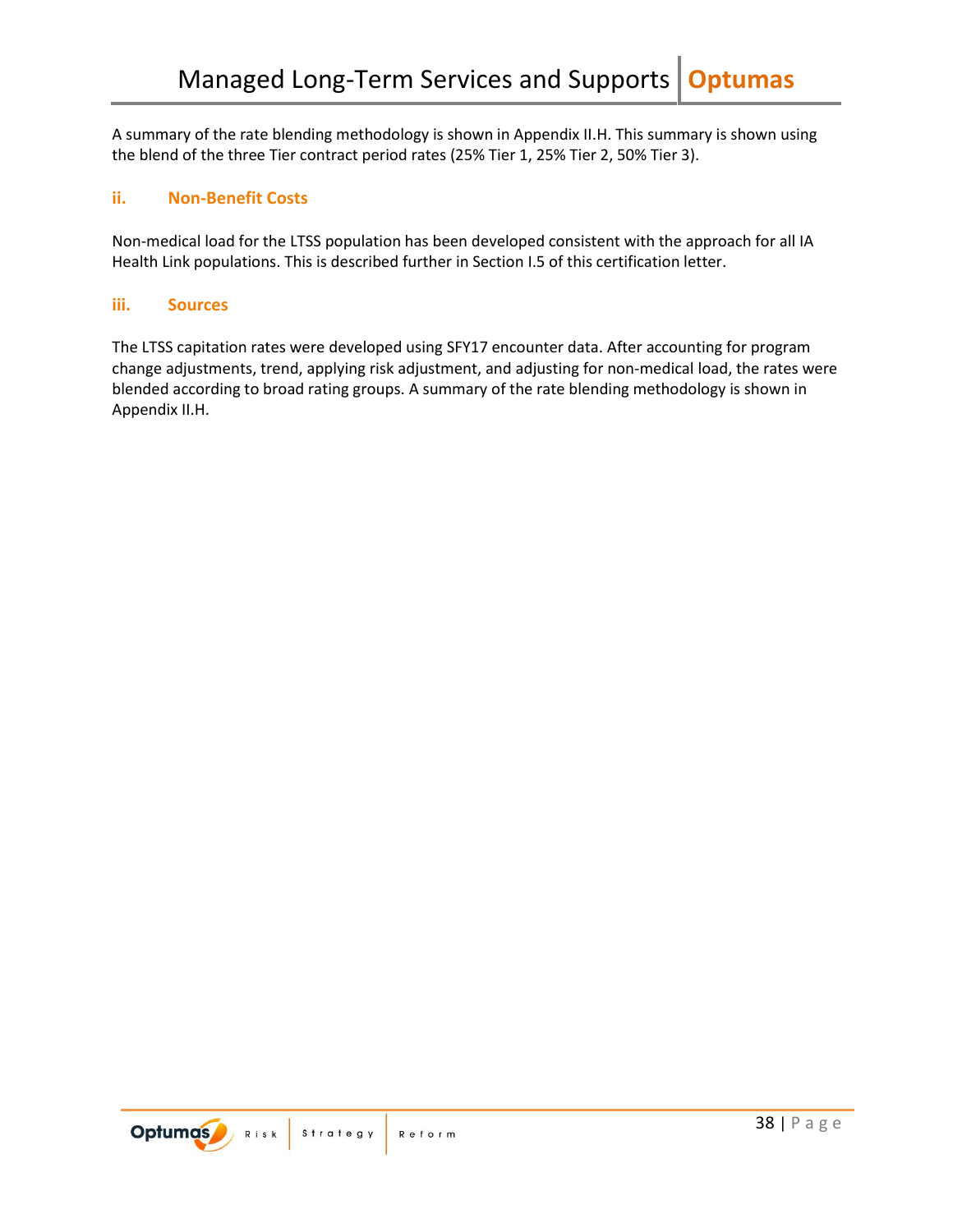A summary of the rate blending methodology is shown in Appendix II.H. This summary is shown using the blend of the three Tier contract period rates (25% Tier 1, 25% Tier 2, 50% Tier 3).

### ii. Non-Benefit Costs

Non-medical load for the LTSS population has been developed consistent with the approach for all IA Health Link populations. This is described further in Section I.5 of this certification letter.

### iii. Sources

The LTSS capitation rates were developed using SFY17 encounter data. After accounting for program change adjustments, trend, applying risk adjustment, and adjusting for non-medical load, the rates were blended according to broad rating groups. A summary of the rate blending methodology is shown in Appendix II.H.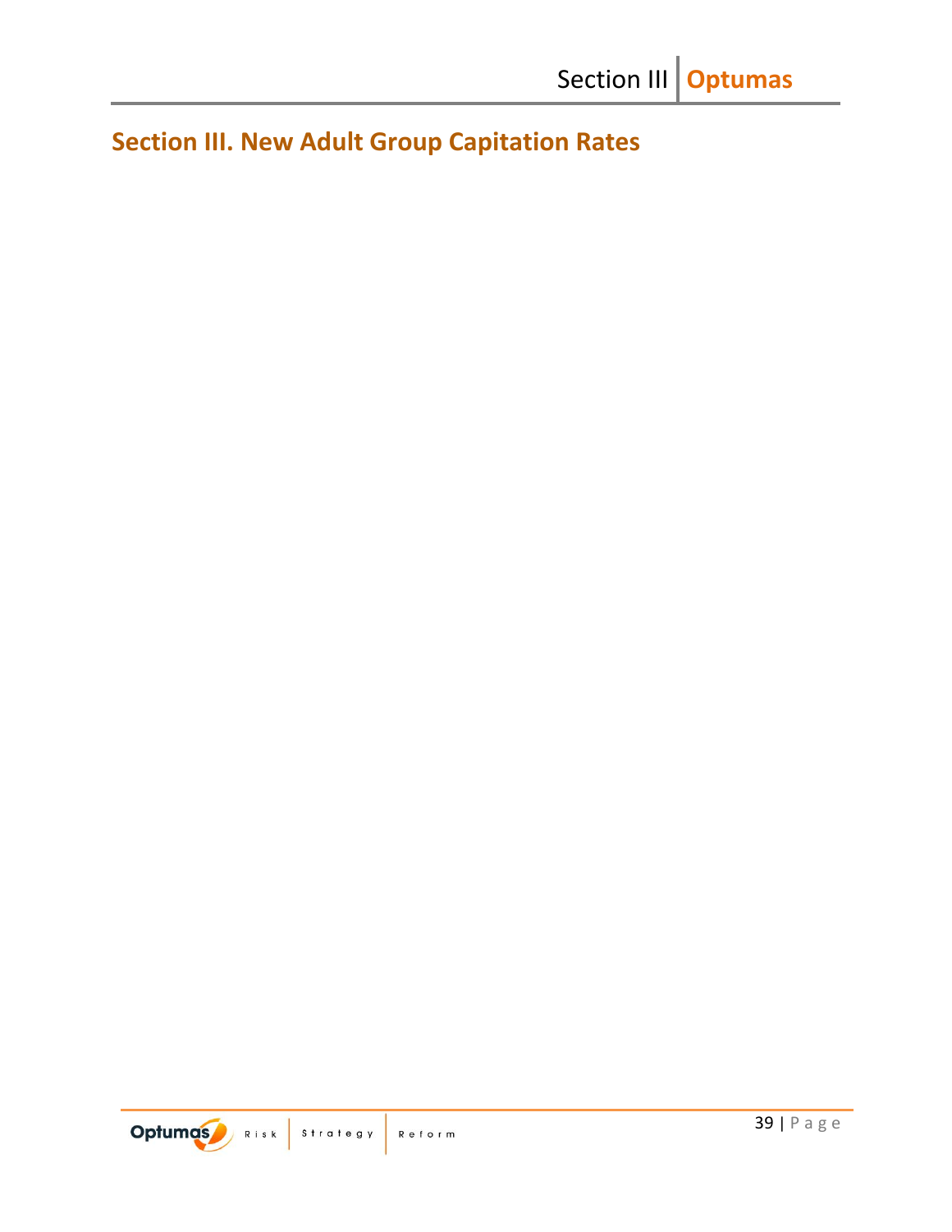# Section III. New Adult Group Capitation Rates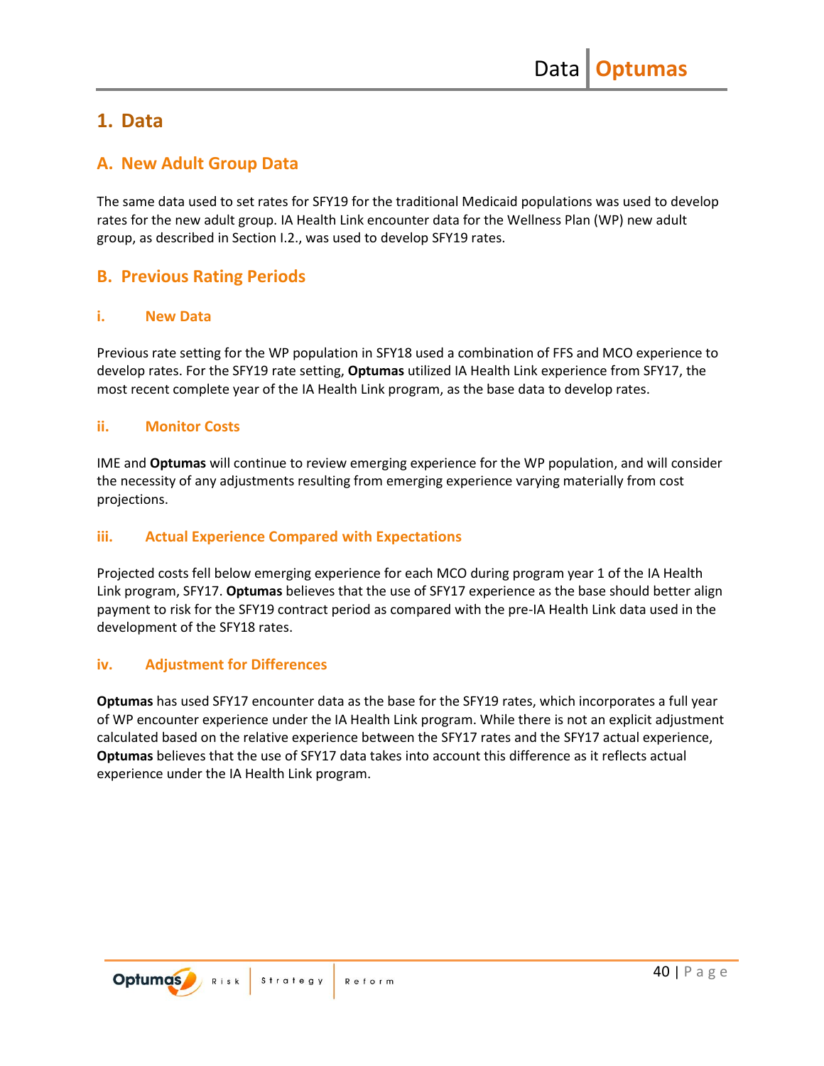# 1. Data

## A. New Adult Group Data

The same data used to set rates for SFY19 for the traditional Medicaid populations was used to develop rates for the new adult group. IA Health Link encounter data for the Wellness Plan (WP) new adult group, as described in Section I.2., was used to develop SFY19 rates.

## B. Previous Rating Periods

### i. New Data

Previous rate setting for the WP population in SFY18 used a combination of FFS and MCO experience to develop rates. For the SFY19 rate setting, **Optumas** utilized IA Health Link experience from SFY17, the most recent complete year of the IA Health Link program, as the base data to develop rates.

### ii. Monitor Costs

IME and **Optumas** will continue to review emerging experience for the WP population, and will consider the necessity of any adjustments resulting from emerging experience varying materially from cost projections.

### iii. Actual Experience Compared with Expectations

Projected costs fell below emerging experience for each MCO during program year 1 of the IA Health Link program, SFY17. **Optumas** believes that the use of SFY17 experience as the base should better align payment to risk for the SFY19 contract period as compared with the pre-IA Health Link data used in the development of the SFY18 rates.

### iv. Adjustment for Differences

**Optumas** has used SFY17 encounter data as the base for the SFY19 rates, which incorporates a full year of WP encounter experience under the IA Health Link program. While there is not an explicit adjustment calculated based on the relative experience between the SFY17 rates and the SFY17 actual experience, **Optumas** believes that the use of SFY17 data takes into account this difference as it reflects actual experience under the IA Health Link program.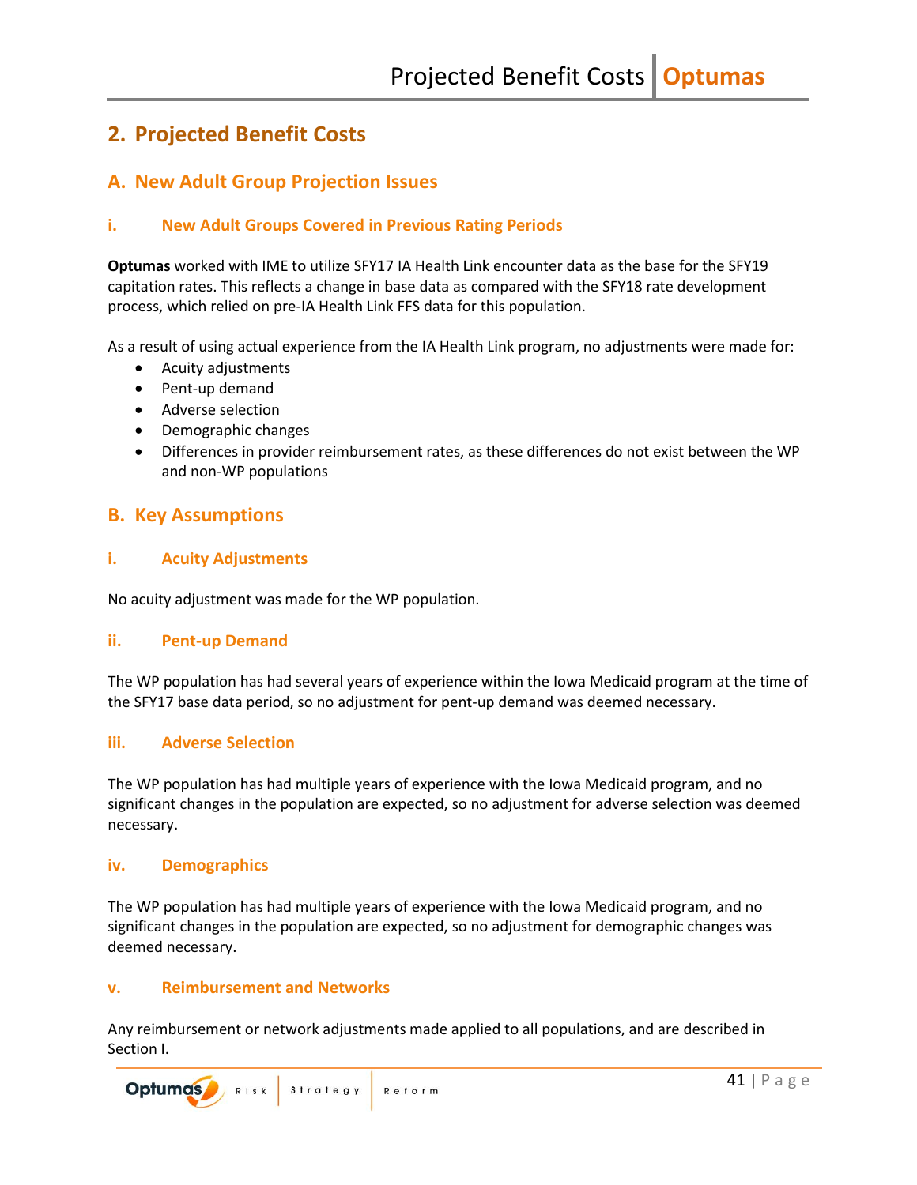## 2. Projected Benefit Costs

### A. New Adult Group Projection Issues

#### i. New Adult Groups Covered in Previous Rating Periods

**Optumas** worked with IME to utilize SFY17 IA Health Link encounter data as the base for the SFY19 capitation rates. This reflects a change in base data as compared with the SFY18 rate development process, which relied on pre-IA Health Link FFS data for this population.

As a result of using actual experience from the IA Health Link program, no adjustments were made for:

- Acuity adjustments
- Pent-up demand
- Adverse selection
- Demographic changes
- Differences in provider reimbursement rates, as these differences do not exist between the WP and non-WP populations

### B. Key Assumptions

#### i. Acuity Adjustments

No acuity adjustment was made for the WP population.

#### ii. Pent-up Demand

The WP population has had several years of experience within the Iowa Medicaid program at the time of the SFY17 base data period, so no adjustment for pent-up demand was deemed necessary.

#### iii. Adverse Selection

The WP population has had multiple years of experience with the Iowa Medicaid program, and no significant changes in the population are expected, so no adjustment for adverse selection was deemed necessary.

#### iv. Demographics

The WP population has had multiple years of experience with the Iowa Medicaid program, and no significant changes in the population are expected, so no adjustment for demographic changes was deemed necessary.

#### v. Reimbursement and Networks

Any reimbursement or network adjustments made applied to all populations, and are described in Section I.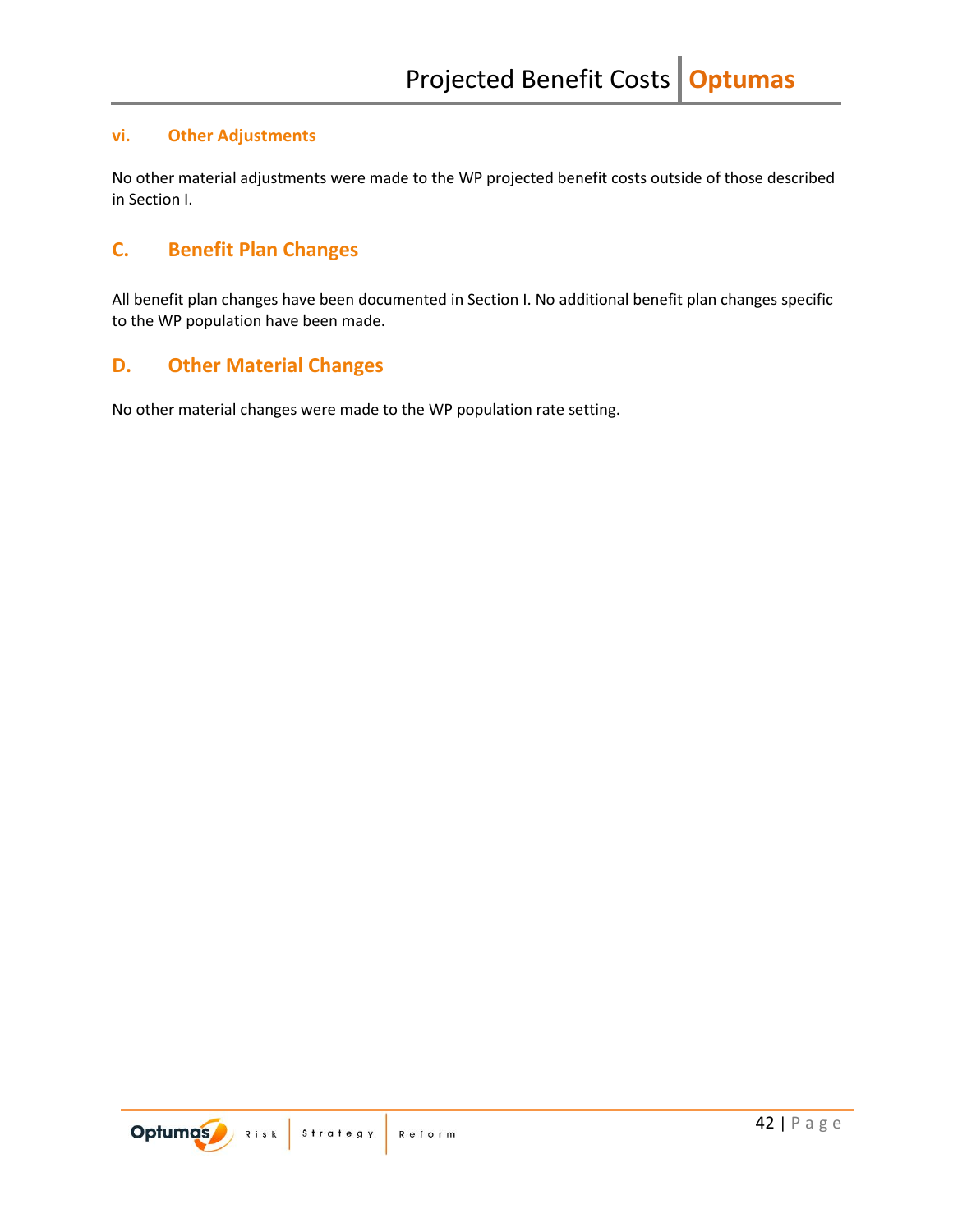#### vi. Other Adjustments

No other material adjustments were made to the WP projected benefit costs outside of those described in Section I.

### C. Benefit Plan Changes

All benefit plan changes have been documented in Section I. No additional benefit plan changes specific to the WP population have been made.

### D. Other Material Changes

No other material changes were made to the WP population rate setting.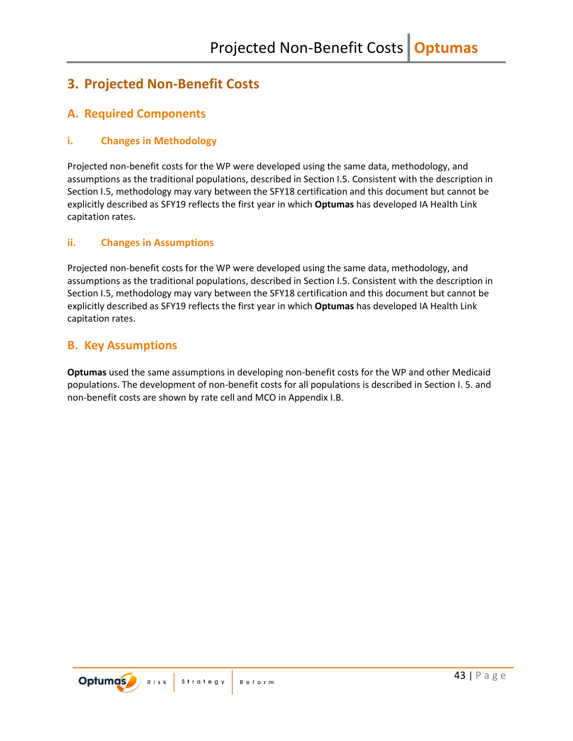# 3. Projected Non-Benefit Costs

## A. Required Components

### i. Changes in Methodology

Projected non-benefit costs for the WP were developed using the same data, methodology, and assumptions as the traditional populations, described in Section I.5. Consistent with the description in Section I.5, methodology may vary between the SFY18 certification and this document but cannot be explicitly described as SFY19 reflects the first year in which **Optumas** has developed IA Health Link capitation rates.

### ii. Changes in Assumptions

Projected non-benefit costs for the WP were developed using the same data, methodology, and assumptions as the traditional populations, described in Section I.5. Consistent with the description in Section I.5, methodology may vary between the SFY18 certification and this document but cannot be explicitly described as SFY19 reflects the first year in which **Optumas** has developed IA Health Link capitation rates.

## B. Key Assumptions

**Optumas** used the same assumptions in developing non-benefit costs for the WP and other Medicaid populations. The development of non-benefit costs for all populations is described in Section I. 5. and non-benefit costs are shown by rate cell and MCO in Appendix I.B.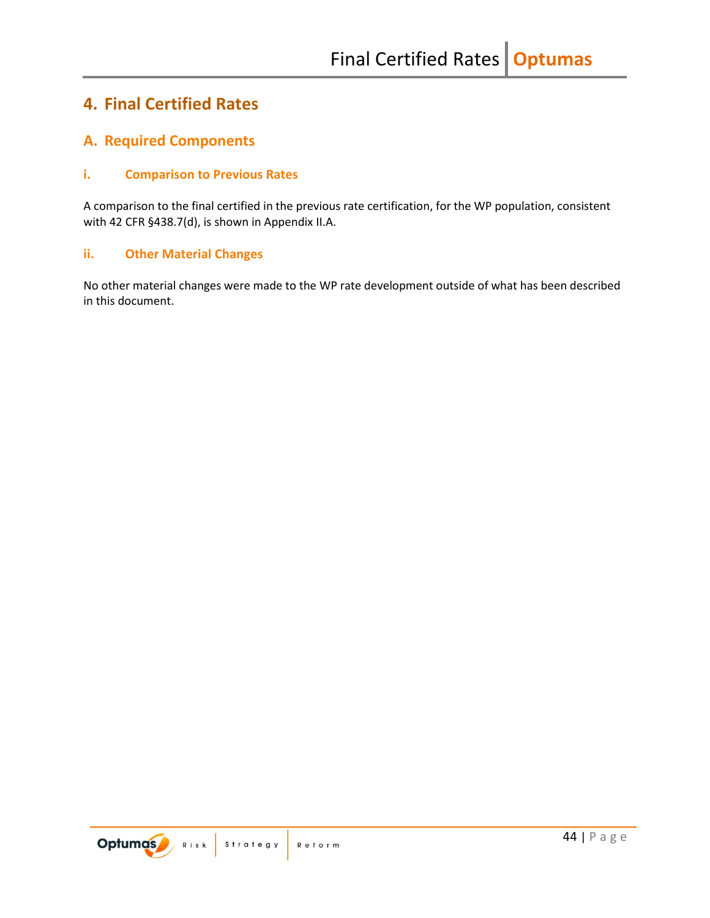# 4. Final Certified Rates

## A. Required Components

### i. Comparison to Previous Rates

A comparison to the final certified in the previous rate certification, for the WP population, consistent with 42 CFR §438.7(d), is shown in Appendix II.A.

### ii. Other Material Changes

No other material changes were made to the WP rate development outside of what has been described in this document.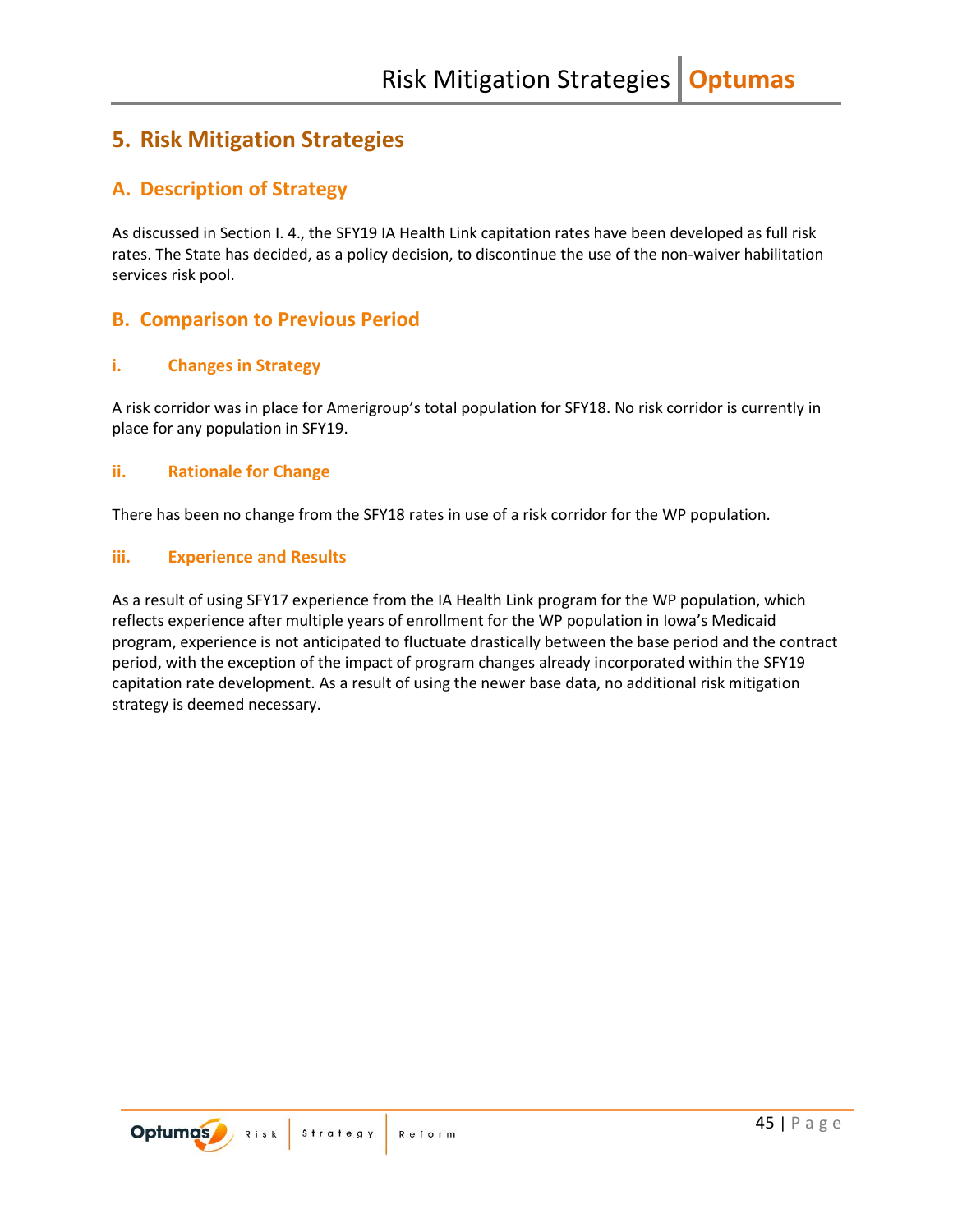# 5. Risk Mitigation Strategies

## A. Description of Strategy

As discussed in Section I. 4., the SFY19 IA Health Link capitation rates have been developed as full risk rates. The State has decided, as a policy decision, to discontinue the use of the non-waiver habilitation services risk pool.

## B. Comparison to Previous Period

### i. Changes in Strategy

A risk corridor was in place for Amerigroup's total population for SFY18. No risk corridor is currently in place for any population in SFY19.

### ii. Rationale for Change

There has been no change from the SFY18 rates in use of a risk corridor for the WP population.

### iii. Experience and Results

As a result of using SFY17 experience from the IA Health Link program for the WP population, which reflects experience after multiple years of enrollment for the WP population in Iowa's Medicaid program, experience is not anticipated to fluctuate drastically between the base period and the contract period, with the exception of the impact of program changes already incorporated within the SFY19 capitation rate development. As a result of using the newer base data, no additional risk mitigation strategy is deemed necessary.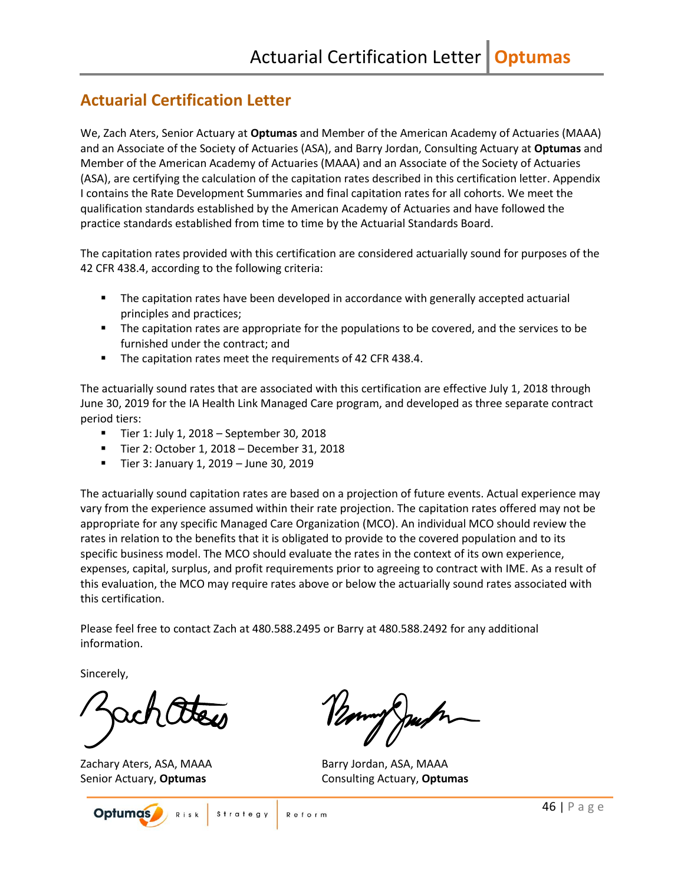## Actuarial Certification Letter

We, Zach Aters, Senior Actuary at **Optumas** and Member of the American Academy of Actuaries (MAAA) and an Associate of the Society of Actuaries (ASA), and Barry Jordan, Consulting Actuary at **Optumas** and Member of the American Academy of Actuaries (MAAA) and an Associate of the Society of Actuaries (ASA), are certifying the calculation of the capitation rates described in this certification letter. Appendix I contains the Rate Development Summaries and final capitation rates for all cohorts. We meet the qualification standards established by the American Academy of Actuaries and have followed the practice standards established from time to time by the Actuarial Standards Board.

The capitation rates provided with this certification are considered actuarially sound for purposes of the 42 CFR 438.4, according to the following criteria:

- The capitation rates have been developed in accordance with generally accepted actuarial principles and practices;
- The capitation rates are appropriate for the populations to be covered, and the services to be furnished under the contract; and
- The capitation rates meet the requirements of 42 CFR 438.4.

The actuarially sound rates that are associated with this certification are effective July 1, 2018 through June 30, 2019 for the IA Health Link Managed Care program, and developed as three separate contract period tiers:

- Tier 1: July 1, 2018 – September 30, 2018
- Tier 2: October 1, 2018 – December 31, 2018
- Tier 3: January 1, 2019 – June 30, 2019

The actuarially sound capitation rates are based on a projection of future events. Actual experience may vary from the experience assumed within their rate projection. The capitation rates offered may not be appropriate for any specific Managed Care Organization (MCO). An individual MCO should review the rates in relation to the benefits that it is obligated to provide to the covered population and to its specific business model. The MCO should evaluate the rates in the context of its own experience, expenses, capital, surplus, and profit requirements prior to agreeing to contract with IME. As a result of this evaluation, the MCO may require rates above or below the actuarially sound rates associated with this certification.

Please feel free to contact Zach at 480.588.2495 or Barry at 480.588.2492 for any additional information.

Sincerely,

Zachary Aters, ASA, MAAA
Senior Actuary, **Optumas**

Barry Jordan, ASA, MAAA
Consulting Actuary, **Optumas**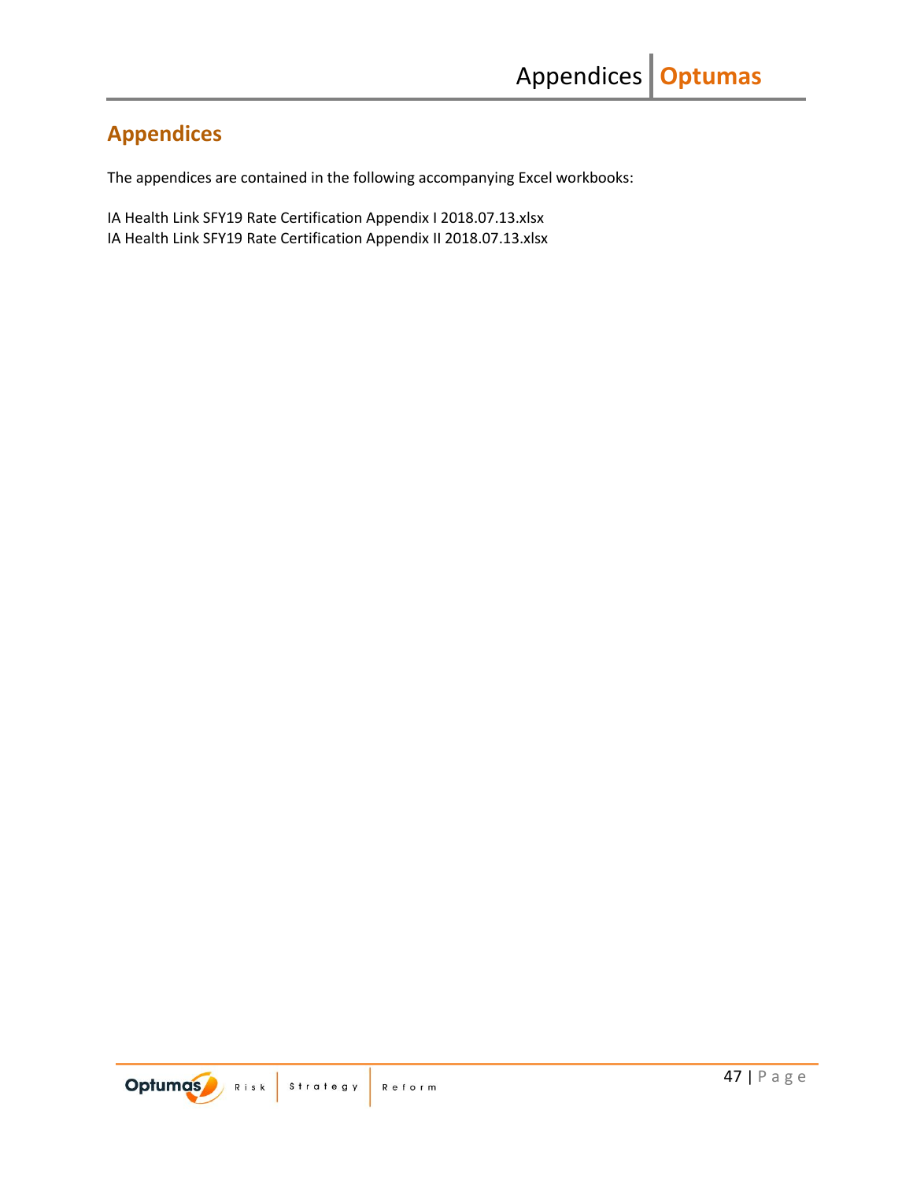## Appendices

The appendices are contained in the following accompanying Excel workbooks:

IA Health Link SFY19 Rate Certification Appendix I 2018.07.13.xlsx
IA Health Link SFY19 Rate Certification Appendix II 2018.07.13.xlsx